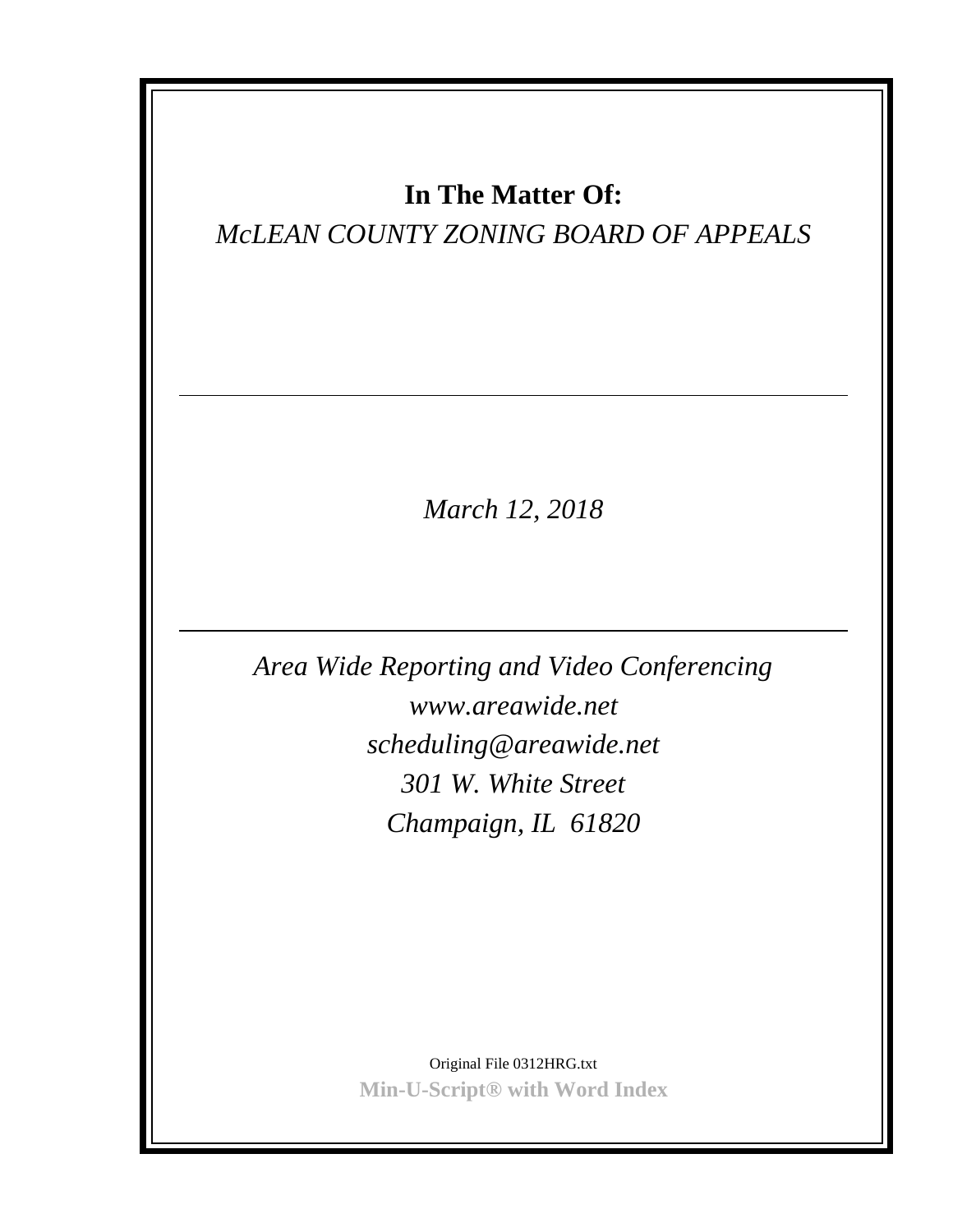**In The Matter Of:**

*McLEAN COUNTY ZONING BOARD OF APPEALS*

---

*March 12, 2018*

---

*Area Wide Reporting and Video Conferencing*
*www.areawide.net*
*scheduling@areawide.net*
*301 W. White Street*
*Champaign, IL 61820*

Original File 0312HRG.txt
**Min-U-Script® with Word Index**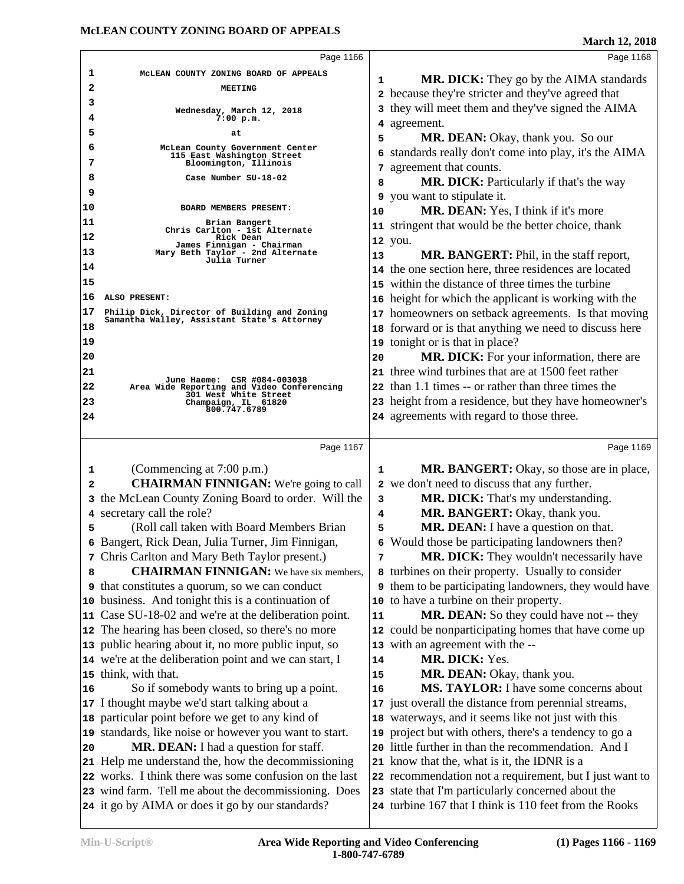## Page 1166

McLEAN COUNTY ZONING BOARD OF APPEALS

MEETING

Wednesday, March 12, 2018
7:00 p.m.

at

McLean County Government Center
115 East Washington Street
Bloomington, Illinois

Case Number SU-18-02

BOARD MEMBERS PRESENT:

Brian Bangert
Chris Carlton - 1st Alternate
Rick Dean
James Finnigan - Chairman
Mary Beth Taylor - 2nd Alternate
Julia Turner

ALSO PRESENT:

Philip Dick, Director of Building and Zoning
Samantha Walley, Assistant State's Attorney

June Haeme: CSR #084-003038
Area Wide Reporting and Video Conferencing
301 West White Street
Champaign, IL 61820
800.747.6789

## Page 1167

(Commencing at 7:00 p.m.)

**CHAIRMAN FINNIGAN:** We're going to call the McLean County Zoning Board to order. Will the secretary call the role?

(Roll call taken with Board Members Brian Bangert, Rick Dean, Julia Turner, Jim Finnigan, Chris Carlton and Mary Beth Taylor present.)

**CHAIRMAN FINNIGAN:** We have six members, that constitutes a quorum, so we can conduct business. And tonight this is a continuation of Case SU-18-02 and we're at the deliberation point. The hearing has been closed, so there's no more public hearing about it, no more public input, so we're at the deliberation point and we can start, I think, with that.

So if somebody wants to bring up a point. I thought maybe we'd start talking about a particular point before we get to any kind of standards, like noise or however you want to start.

**MR. DEAN:** I had a question for staff. Help me understand the, how the decommissioning works. I think there was some confusion on the last wind farm. Tell me about the decommissioning. Does it go by AIMA or does it go by our standards?

## Page 1168

**MR. DICK:** They go by the AIMA standards because they're stricter and they've agreed that they will meet them and they've signed the AIMA agreement.

**MR. DEAN:** Okay, thank you. So our standards really don't come into play, it's the AIMA agreement that counts.

**MR. DICK:** Particularly if that's the way you want to stipulate it.

**MR. DEAN:** Yes, I think if it's more stringent that would be the better choice, thank you.

**MR. BANGERT:** Phil, in the staff report, the one section here, three residences are located within the distance of three times the turbine height for which the applicant is working with the homeowners on setback agreements. Is that moving forward or is that anything we need to discuss here tonight or is that in place?

**MR. DICK:** For your information, there are three wind turbines that are at 1500 feet rather than 1.1 times -- or rather than three times the height from a residence, but they have homeowner's agreements with regard to those three.

## Page 1169

**MR. BANGERT:** Okay, so those are in place, we don't need to discuss that any further.

**MR. DICK:** That's my understanding.

**MR. BANGERT:** Okay, thank you.

**MR. DEAN:** I have a question on that. Would those be participating landowners then?

**MR. DICK:** They wouldn't necessarily have turbines on their property. Usually to consider them to be participating landowners, they would have to have a turbine on their property.

**MR. DEAN:** So they could have not -- they could be nonparticipating homes that have come up with an agreement with the --

**MR. DICK:** Yes.

**MR. DEAN:** Okay, thank you.

**MS. TAYLOR:** I have some concerns about just overall the distance from perennial streams, waterways, and it seems like not just with this project but with others, there's a tendency to go a little further in than the recommendation. And I know that the, what is it, the IDNR is a recommendation not a requirement, but I just want to state that I'm particularly concerned about the turbine 167 that I think is 110 feet from the Rooks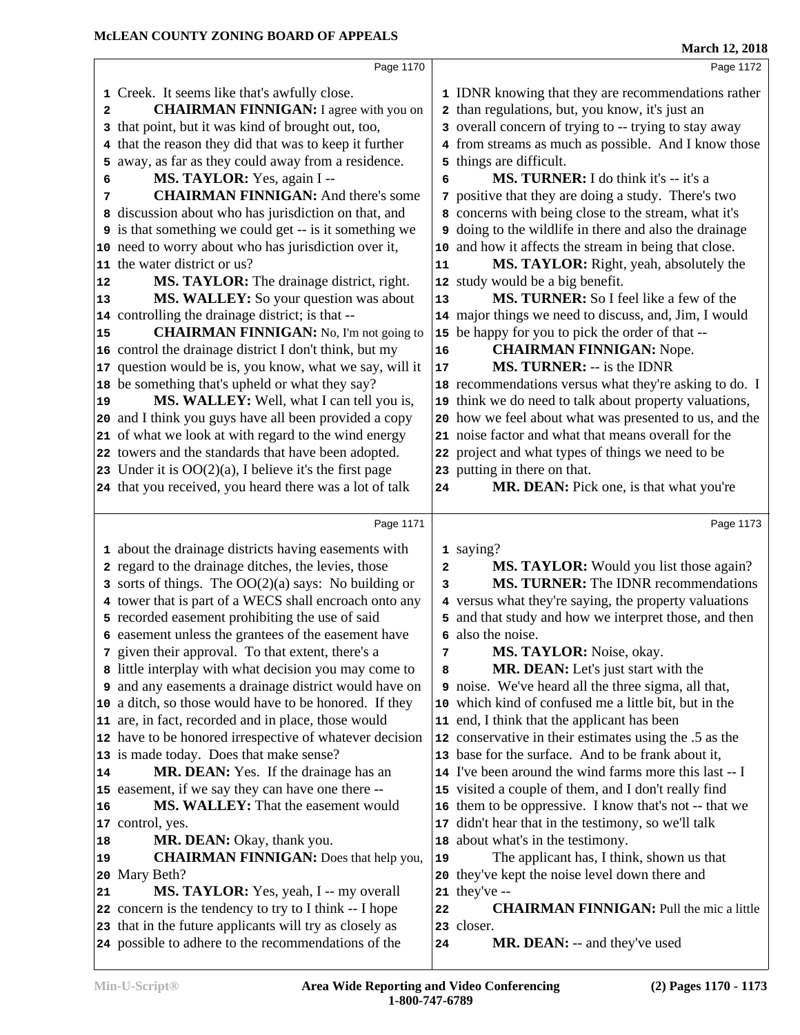Page 1170

1 Creek. It seems like that's awfully close.
2 **CHAIRMAN FINNIGAN:** I agree with you on
3 that point, but it was kind of brought out, too,
4 that the reason they did that was to keep it further
5 away, as far as they could away from a residence.
6 **MS. TAYLOR:** Yes, again I --
7 **CHAIRMAN FINNIGAN:** And there's some
8 discussion about who has jurisdiction on that, and
9 is that something we could get -- is it something we
10 need to worry about who has jurisdiction over it,
11 the water district or us?
12 **MS. TAYLOR:** The drainage district, right.
13 **MS. WALLEY:** So your question was about
14 controlling the drainage district; is that --
15 **CHAIRMAN FINNIGAN:** No, I'm not going to
16 control the drainage district I don't think, but my
17 question would be is, you know, what we say, will it
18 be something that's upheld or what they say?
19 **MS. WALLEY:** Well, what I can tell you is,
20 and I think you guys have all been provided a copy
21 of what we look at with regard to the wind energy
22 towers and the standards that have been adopted.
23 Under it is OO(2)(a), I believe it's the first page
24 that you received, you heard there was a lot of talk

Page 1171

1 about the drainage districts having easements with
2 regard to the drainage ditches, the levies, those
3 sorts of things. The OO(2)(a) says: No building or
4 tower that is part of a WECS shall encroach onto any
5 recorded easement prohibiting the use of said
6 easement unless the grantees of the easement have
7 given their approval. To that extent, there's a
8 little interplay with what decision you may come to
9 and any easements a drainage district would have on
10 a ditch, so those would have to be honored. If they
11 are, in fact, recorded and in place, those would
12 have to be honored irrespective of whatever decision
13 is made today. Does that make sense?
14 **MR. DEAN:** Yes. If the drainage has an
15 easement, if we say they can have one there --
16 **MS. WALLEY:** That the easement would
17 control, yes.
18 **MR. DEAN:** Okay, thank you.
19 **CHAIRMAN FINNIGAN:** Does that help you,
20 Mary Beth?
21 **MS. TAYLOR:** Yes, yeah, I -- my overall
22 concern is the tendency to try to I think -- I hope
23 that in the future applicants will try as closely as
24 possible to adhere to the recommendations of the

Page 1172

1 IDNR knowing that they are recommendations rather
2 than regulations, but, you know, it's just an
3 overall concern of trying to -- trying to stay away
4 from streams as much as possible. And I know those
5 things are difficult.
6 **MS. TURNER:** I do think it's -- it's a
7 positive that they are doing a study. There's two
8 concerns with being close to the stream, what it's
9 doing to the wildlife in there and also the drainage
10 and how it affects the stream in being that close.
11 **MS. TAYLOR:** Right, yeah, absolutely the
12 study would be a big benefit.
13 **MS. TURNER:** So I feel like a few of the
14 major things we need to discuss, and, Jim, I would
15 be happy for you to pick the order of that --
16 **CHAIRMAN FINNIGAN:** Nope.
17 **MS. TURNER:** -- is the IDNR
18 recommendations versus what they're asking to do. I
19 think we do need to talk about property valuations,
20 how we feel about what was presented to us, and the
21 noise factor and what that means overall for the
22 project and what types of things we need to be
23 putting in there on that.
24 **MR. DEAN:** Pick one, is that what you're

Page 1173

1 saying?
2 **MS. TAYLOR:** Would you list those again?
3 **MS. TURNER:** The IDNR recommendations
4 versus what they're saying, the property valuations
5 and that study and how we interpret those, and then
6 also the noise.
7 **MS. TAYLOR:** Noise, okay.
8 **MR. DEAN:** Let's just start with the
9 noise. We've heard all the three sigma, all that,
10 which kind of confused me a little bit, but in the
11 end, I think that the applicant has been
12 conservative in their estimates using the .5 as the
13 base for the surface. And to be frank about it,
14 I've been around the wind farms more this last -- I
15 visited a couple of them, and I don't really find
16 them to be oppressive. I know that's not -- that we
17 didn't hear that in the testimony, so we'll talk
18 about what's in the testimony.
19 The applicant has, I think, shown us that
20 they've kept the noise level down there and
21 they've --
22 **CHAIRMAN FINNIGAN:** Pull the mic a little
23 closer.
24 **MR. DEAN:** -- and they've used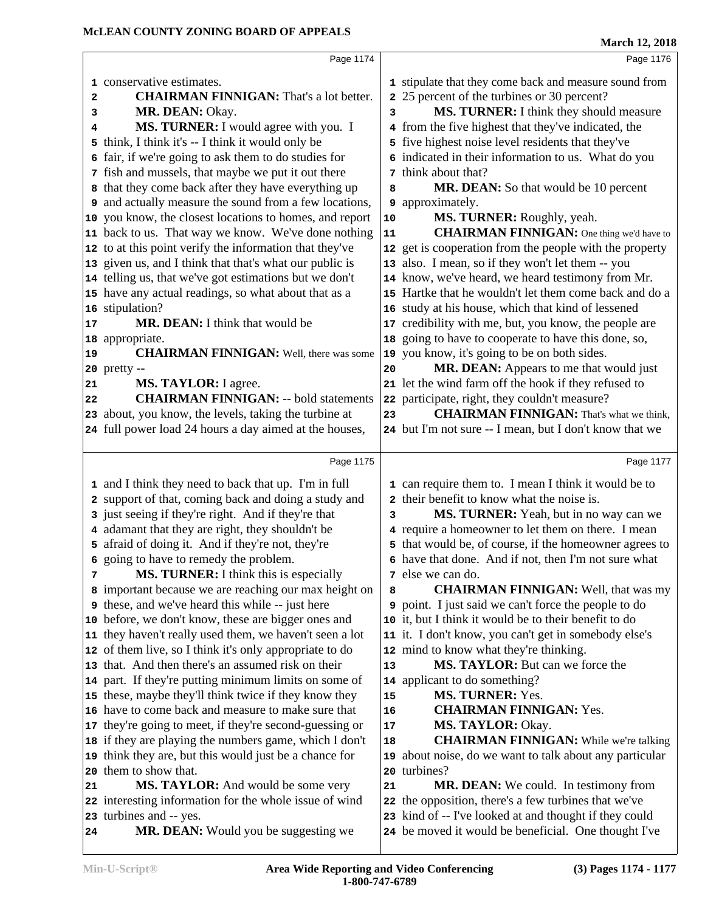Page 1174

1 conservative estimates.
2 **CHAIRMAN FINNIGAN:** That's a lot better.
3 **MR. DEAN:** Okay.
4 **MS. TURNER:** I would agree with you. I
5 think, I think it's -- I think it would only be
6 fair, if we're going to ask them to do studies for
7 fish and mussels, that maybe we put it out there
8 that they come back after they have everything up
9 and actually measure the sound from a few locations,
10 you know, the closest locations to homes, and report
11 back to us. That way we know. We've done nothing
12 to at this point verify the information that they've
13 given us, and I think that that's what our public is
14 telling us, that we've got estimations but we don't
15 have any actual readings, so what about that as a
16 stipulation?
17 **MR. DEAN:** I think that would be
18 appropriate.
19 **CHAIRMAN FINNIGAN:** Well, there was some
20 pretty --
21 **MS. TAYLOR:** I agree.
22 **CHAIRMAN FINNIGAN:** -- bold statements
23 about, you know, the levels, taking the turbine at
24 full power load 24 hours a day aimed at the houses,

Page 1175

1 and I think they need to back that up. I'm in full
2 support of that, coming back and doing a study and
3 just seeing if they're right. And if they're that
4 adamant that they are right, they shouldn't be
5 afraid of doing it. And if they're not, they're
6 going to have to remedy the problem.
7 **MS. TURNER:** I think this is especially
8 important because we are reaching our max height on
9 these, and we've heard this while -- just here
10 before, we don't know, these are bigger ones and
11 they haven't really used them, we haven't seen a lot
12 of them live, so I think it's only appropriate to do
13 that. And then there's an assumed risk on their
14 part. If they're putting minimum limits on some of
15 these, maybe they'll think twice if they know they
16 have to come back and measure to make sure that
17 they're going to meet, if they're second-guessing or
18 if they are playing the numbers game, which I don't
19 think they are, but this would just be a chance for
20 them to show that.
21 **MS. TAYLOR:** And would be some very
22 interesting information for the whole issue of wind
23 turbines and -- yes.
24 **MR. DEAN:** Would you be suggesting we

Page 1176

1 stipulate that they come back and measure sound from
2 25 percent of the turbines or 30 percent?
3 **MS. TURNER:** I think they should measure
4 from the five highest that they've indicated, the
5 five highest noise level residents that they've
6 indicated in their information to us. What do you
7 think about that?
8 **MR. DEAN:** So that would be 10 percent
9 approximately.
10 **MS. TURNER:** Roughly, yeah.
11 **CHAIRMAN FINNIGAN:** One thing we'd have to
12 get is cooperation from the people with the property
13 also. I mean, so if they won't let them -- you
14 know, we've heard, we heard testimony from Mr.
15 Hartke that he wouldn't let them come back and do a
16 study at his house, which that kind of lessened
17 credibility with me, but, you know, the people are
18 going to have to cooperate to have this done, so,
19 you know, it's going to be on both sides.
20 **MR. DEAN:** Appears to me that would just
21 let the wind farm off the hook if they refused to
22 participate, right, they couldn't measure?
23 **CHAIRMAN FINNIGAN:** That's what we think,
24 but I'm not sure -- I mean, but I don't know that we

Page 1177

1 can require them to. I mean I think it would be to
2 their benefit to know what the noise is.
3 **MS. TURNER:** Yeah, but in no way can we
4 require a homeowner to let them on there. I mean
5 that would be, of course, if the homeowner agrees to
6 have that done. And if not, then I'm not sure what
7 else we can do.
8 **CHAIRMAN FINNIGAN:** Well, that was my
9 point. I just said we can't force the people to do
10 it, but I think it would be to their benefit to do
11 it. I don't know, you can't get in somebody else's
12 mind to know what they're thinking.
13 **MS. TAYLOR:** But can we force the
14 applicant to do something?
15 **MS. TURNER:** Yes.
16 **CHAIRMAN FINNIGAN:** Yes.
17 **MS. TAYLOR:** Okay.
18 **CHAIRMAN FINNIGAN:** While we're talking
19 about noise, do we want to talk about any particular
20 turbines?
21 **MR. DEAN:** We could. In testimony from
22 the opposition, there's a few turbines that we've
23 kind of -- I've looked at and thought if they could
24 be moved it would be beneficial. One thought I've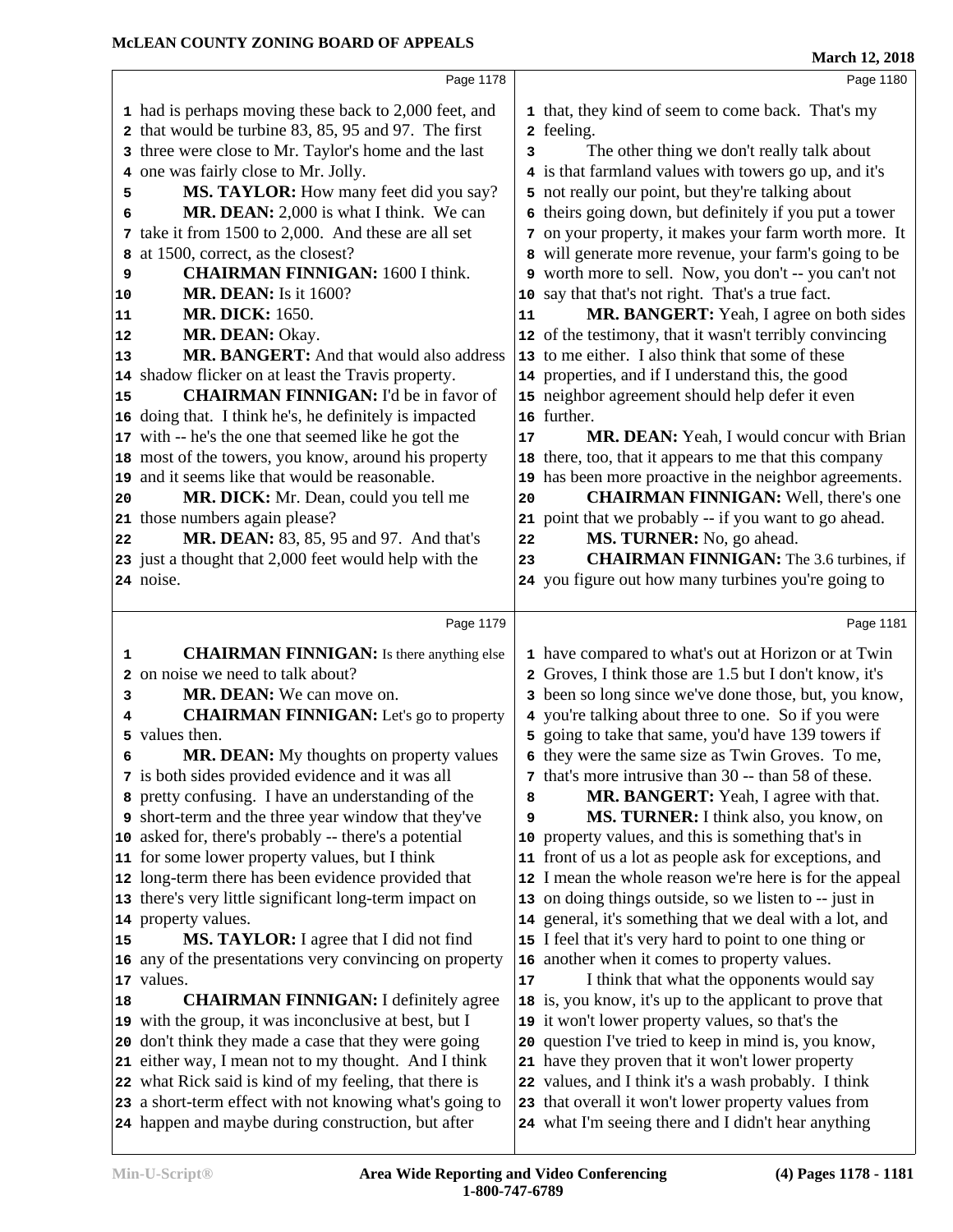had is perhaps moving these back to 2,000 feet, and that would be turbine 83, 85, 95 and 97. The first three were close to Mr. Taylor's home and the last one was fairly close to Mr. Jolly.

**MS. TAYLOR:** How many feet did you say?

**MR. DEAN:** 2,000 is what I think. We can take it from 1500 to 2,000. And these are all set at 1500, correct, as the closest?

**CHAIRMAN FINNIGAN:** 1600 I think.

**MR. DEAN:** Is it 1600?

**MR. DICK:** 1650.

**MR. DEAN:** Okay.

**MR. BANGERT:** And that would also address shadow flicker on at least the Travis property.

**CHAIRMAN FINNIGAN:** I'd be in favor of doing that. I think he's, he definitely is impacted with -- he's the one that seemed like he got the most of the towers, you know, around his property and it seems like that would be reasonable.

**MR. DICK:** Mr. Dean, could you tell me those numbers again please?

**MR. DEAN:** 83, 85, 95 and 97. And that's just a thought that 2,000 feet would help with the noise.

**CHAIRMAN FINNIGAN:** Is there anything else on noise we need to talk about?

**MR. DEAN:** We can move on.

**CHAIRMAN FINNIGAN:** Let's go to property values then.

**MR. DEAN:** My thoughts on property values is both sides provided evidence and it was all pretty confusing. I have an understanding of the short-term and the three year window that they've asked for, there's probably -- there's a potential for some lower property values, but I think long-term there has been evidence provided that there's very little significant long-term impact on property values.

**MS. TAYLOR:** I agree that I did not find any of the presentations very convincing on property values.

**CHAIRMAN FINNIGAN:** I definitely agree with the group, it was inconclusive at best, but I don't think they made a case that they were going either way, I mean not to my thought. And I think what Rick said is kind of my feeling, that there is a short-term effect with not knowing what's going to happen and maybe during construction, but after that, they kind of seem to come back. That's my feeling.

The other thing we don't really talk about is that farmland values with towers go up, and it's not really our point, but they're talking about theirs going down, but definitely if you put a tower on your property, it makes your farm worth more. It will generate more revenue, your farm's going to be worth more to sell. Now, you don't -- you can't not say that that's not right. That's a true fact.

**MR. BANGERT:** Yeah, I agree on both sides of the testimony, that it wasn't terribly convincing to me either. I also think that some of these properties, and if I understand this, the good neighbor agreement should help defer it even further.

**MR. DEAN:** Yeah, I would concur with Brian there, too, that it appears to me that this company has been more proactive in the neighbor agreements.

**CHAIRMAN FINNIGAN:** Well, there's one point that we probably -- if you want to go ahead.

**MS. TURNER:** No, go ahead.

**CHAIRMAN FINNIGAN:** The 3.6 turbines, if you figure out how many turbines you're going to have compared to what's out at Horizon or at Twin Groves, I think those are 1.5 but I don't know, it's been so long since we've done those, but, you know, you're talking about three to one. So if you were going to take that same, you'd have 139 towers if they were the same size as Twin Groves. To me, that's more intrusive than 30 -- than 58 of these.

**MR. BANGERT:** Yeah, I agree with that.

**MS. TURNER:** I think also, you know, on property values, and this is something that's in front of us a lot as people ask for exceptions, and I mean the whole reason we're here is for the appeal on doing things outside, so we listen to -- just in general, it's something that we deal with a lot, and I feel that it's very hard to point to one thing or another when it comes to property values.

I think that what the opponents would say is, you know, it's up to the applicant to prove that it won't lower property values, so that's the question I've tried to keep in mind is, you know, have they proven that it won't lower property values, and I think it's a wash probably. I think that overall it won't lower property values from what I'm seeing there and I didn't hear anything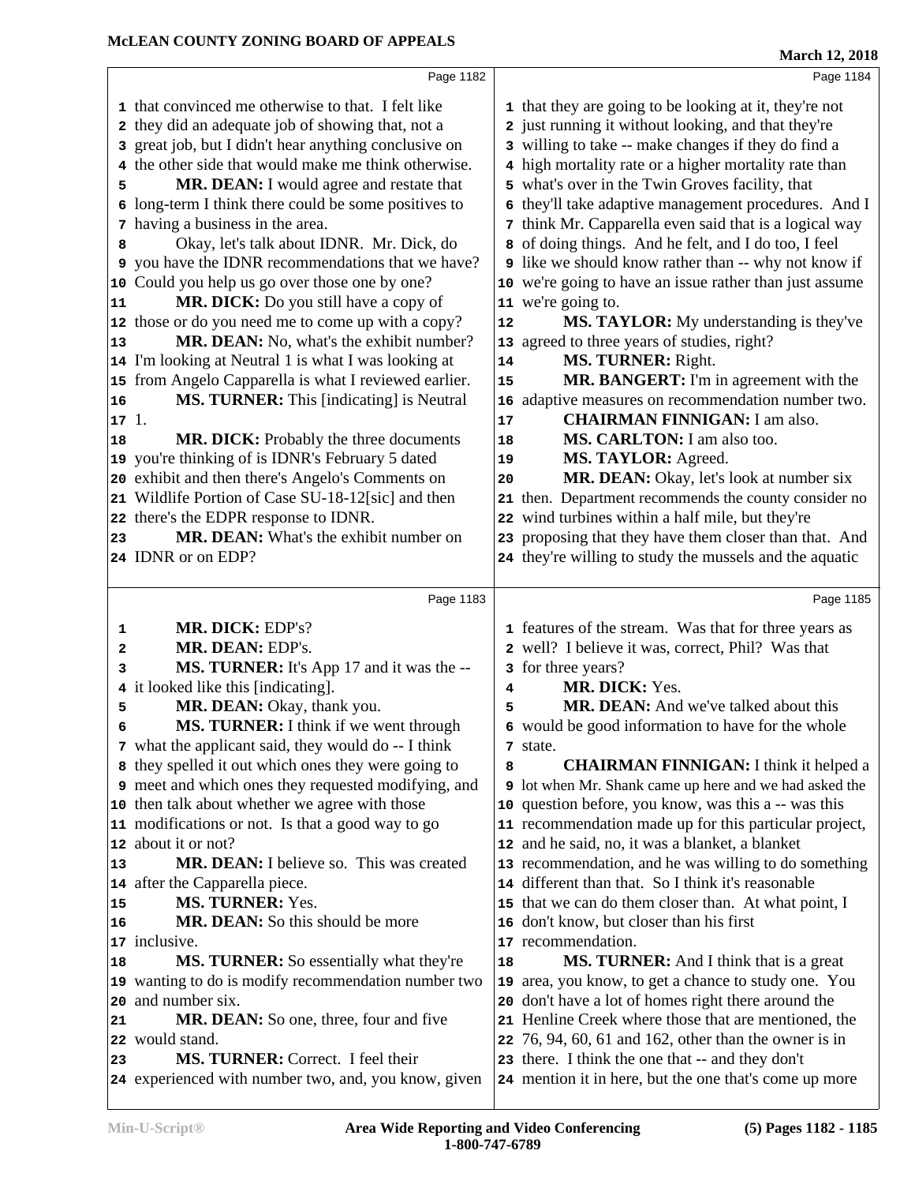Page 1182

1 that convinced me otherwise to that. I felt like
2 they did an adequate job of showing that, not a
3 great job, but I didn't hear anything conclusive on
4 the other side that would make me think otherwise.
5 **MR. DEAN:** I would agree and restate that
6 long-term I think there could be some positives to
7 having a business in the area.
8 Okay, let's talk about IDNR. Mr. Dick, do
9 you have the IDNR recommendations that we have?
10 Could you help us go over those one by one?
11 **MR. DICK:** Do you still have a copy of
12 those or do you need me to come up with a copy?
13 **MR. DEAN:** No, what's the exhibit number?
14 I'm looking at Neutral 1 is what I was looking at
15 from Angelo Capparella is what I reviewed earlier.
16 **MS. TURNER:** This [indicating] is Neutral
17 1.
18 **MR. DICK:** Probably the three documents
19 you're thinking of is IDNR's February 5 dated
20 exhibit and then there's Angelo's Comments on
21 Wildlife Portion of Case SU-18-12[sic] and then
22 there's the EDPR response to IDNR.
23 **MR. DEAN:** What's the exhibit number on
24 IDNR or on EDP?

Page 1183

1 **MR. DICK:** EDP's?
2 **MR. DEAN:** EDP's.
3 **MS. TURNER:** It's App 17 and it was the --
4 it looked like this [indicating].
5 **MR. DEAN:** Okay, thank you.
6 **MS. TURNER:** I think if we went through
7 what the applicant said, they would do -- I think
8 they spelled it out which ones they were going to
9 meet and which ones they requested modifying, and
10 then talk about whether we agree with those
11 modifications or not. Is that a good way to go
12 about it or not?
13 **MR. DEAN:** I believe so. This was created
14 after the Capparella piece.
15 **MS. TURNER:** Yes.
16 **MR. DEAN:** So this should be more
17 inclusive.
18 **MS. TURNER:** So essentially what they're
19 wanting to do is modify recommendation number two
20 and number six.
21 **MR. DEAN:** So one, three, four and five
22 would stand.
23 **MS. TURNER:** Correct. I feel their
24 experienced with number two, and, you know, given

Page 1184

1 that they are going to be looking at it, they're not
2 just running it without looking, and that they're
3 willing to take -- make changes if they do find a
4 high mortality rate or a higher mortality rate than
5 what's over in the Twin Groves facility, that
6 they'll take adaptive management procedures. And I
7 think Mr. Capparella even said that is a logical way
8 of doing things. And he felt, and I do too, I feel
9 like we should know rather than -- why not know if
10 we're going to have an issue rather than just assume
11 we're going to.
12 **MS. TAYLOR:** My understanding is they've
13 agreed to three years of studies, right?
14 **MS. TURNER:** Right.
15 **MR. BANGERT:** I'm in agreement with the
16 adaptive measures on recommendation number two.
17 **CHAIRMAN FINNIGAN:** I am also.
18 **MS. CARLTON:** I am also too.
19 **MS. TAYLOR:** Agreed.
20 **MR. DEAN:** Okay, let's look at number six
21 then. Department recommends the county consider no
22 wind turbines within a half mile, but they're
23 proposing that they have them closer than that. And
24 they're willing to study the mussels and the aquatic

Page 1185

1 features of the stream. Was that for three years as
2 well? I believe it was, correct, Phil? Was that
3 for three years?
4 **MR. DICK:** Yes.
5 **MR. DEAN:** And we've talked about this
6 would be good information to have for the whole
7 state.
8 **CHAIRMAN FINNIGAN:** I think it helped a
9 lot when Mr. Shank came up here and we had asked the
10 question before, you know, was this a -- was this
11 recommendation made up for this particular project,
12 and he said, no, it was a blanket, a blanket
13 recommendation, and he was willing to do something
14 different than that. So I think it's reasonable
15 that we can do them closer than. At what point, I
16 don't know, but closer than his first
17 recommendation.
18 **MS. TURNER:** And I think that is a great
19 area, you know, to get a chance to study one. You
20 don't have a lot of homes right there around the
21 Henline Creek where those that are mentioned, the
22 76, 94, 60, 61 and 162, other than the owner is in
23 there. I think the one that -- and they don't
24 mention it in here, but the one that's come up more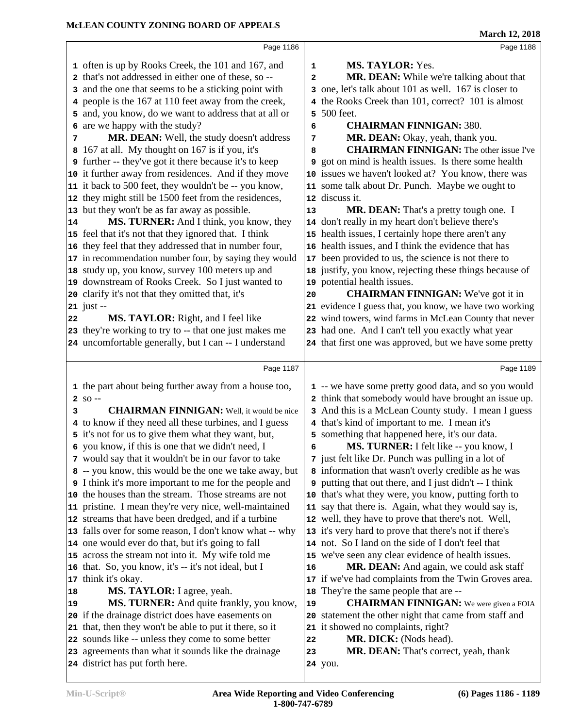Page 1186

1 often is up by Rooks Creek, the 101 and 167, and
2 that's not addressed in either one of these, so --
3 and the one that seems to be a sticking point with
4 people is the 167 at 110 feet away from the creek,
5 and, you know, do we want to address that at all or
6 are we happy with the study?
7 **MR. DEAN:** Well, the study doesn't address
8 167 at all. My thought on 167 is if you, it's
9 further -- they've got it there because it's to keep
10 it further away from residences. And if they move
11 it back to 500 feet, they wouldn't be -- you know,
12 they might still be 1500 feet from the residences,
13 but they won't be as far away as possible.
14 **MS. TURNER:** And I think, you know, they
15 feel that it's not that they ignored that. I think
16 they feel that they addressed that in number four,
17 in recommendation number four, by saying they would
18 study up, you know, survey 100 meters up and
19 downstream of Rooks Creek. So I just wanted to
20 clarify it's not that they omitted that, it's
21 just --
22 **MS. TAYLOR:** Right, and I feel like
23 they're working to try to -- that one just makes me
24 uncomfortable generally, but I can -- I understand

Page 1187

1 the part about being further away from a house too,
2 so --
3 **CHAIRMAN FINNIGAN:** Well, it would be nice
4 to know if they need all these turbines, and I guess
5 it's not for us to give them what they want, but,
6 you know, if this is one that we didn't need, I
7 would say that it wouldn't be in our favor to take
8 -- you know, this would be the one we take away, but
9 I think it's more important to me for the people and
10 the houses than the stream. Those streams are not
11 pristine. I mean they're very nice, well-maintained
12 streams that have been dredged, and if a turbine
13 falls over for some reason, I don't know what -- why
14 one would ever do that, but it's going to fall
15 across the stream not into it. My wife told me
16 that. So, you know, it's -- it's not ideal, but I
17 think it's okay.
18 **MS. TAYLOR:** I agree, yeah.
19 **MS. TURNER:** And quite frankly, you know,
20 if the drainage district does have easements on
21 that, then they won't be able to put it there, so it
22 sounds like -- unless they come to some better
23 agreements than what it sounds like the drainage
24 district has put forth here.

Page 1188

1 **MS. TAYLOR:** Yes.
2 **MR. DEAN:** While we're talking about that
3 one, let's talk about 101 as well. 167 is closer to
4 the Rooks Creek than 101, correct? 101 is almost
5 500 feet.
6 **CHAIRMAN FINNIGAN:** 380.
7 **MR. DEAN:** Okay, yeah, thank you.
8 **CHAIRMAN FINNIGAN:** The other issue I've
9 got on mind is health issues. Is there some health
10 issues we haven't looked at? You know, there was
11 some talk about Dr. Punch. Maybe we ought to
12 discuss it.
13 **MR. DEAN:** That's a pretty tough one. I
14 don't really in my heart don't believe there's
15 health issues, I certainly hope there aren't any
16 health issues, and I think the evidence that has
17 been provided to us, the science is not there to
18 justify, you know, rejecting these things because of
19 potential health issues.
20 **CHAIRMAN FINNIGAN:** We've got it in
21 evidence I guess that, you know, we have two working
22 wind towers, wind farms in McLean County that never
23 had one. And I can't tell you exactly what year
24 that first one was approved, but we have some pretty

Page 1189

1 -- we have some pretty good data, and so you would
2 think that somebody would have brought an issue up.
3 And this is a McLean County study. I mean I guess
4 that's kind of important to me. I mean it's
5 something that happened here, it's our data.
6 **MS. TURNER:** I felt like -- you know, I
7 just felt like Dr. Punch was pulling in a lot of
8 information that wasn't overly credible as he was
9 putting that out there, and I just didn't -- I think
10 that's what they were, you know, putting forth to
11 say that there is. Again, what they would say is,
12 well, they have to prove that there's not. Well,
13 it's very hard to prove that there's not if there's
14 not. So I land on the side of I don't feel that
15 we've seen any clear evidence of health issues.
16 **MR. DEAN:** And again, we could ask staff
17 if we've had complaints from the Twin Groves area.
18 They're the same people that are --
19 **CHAIRMAN FINNIGAN:** We were given a FOIA
20 statement the other night that came from staff and
21 it showed no complaints, right?
22 **MR. DICK:** (Nods head).
23 **MR. DEAN:** That's correct, yeah, thank
24 you.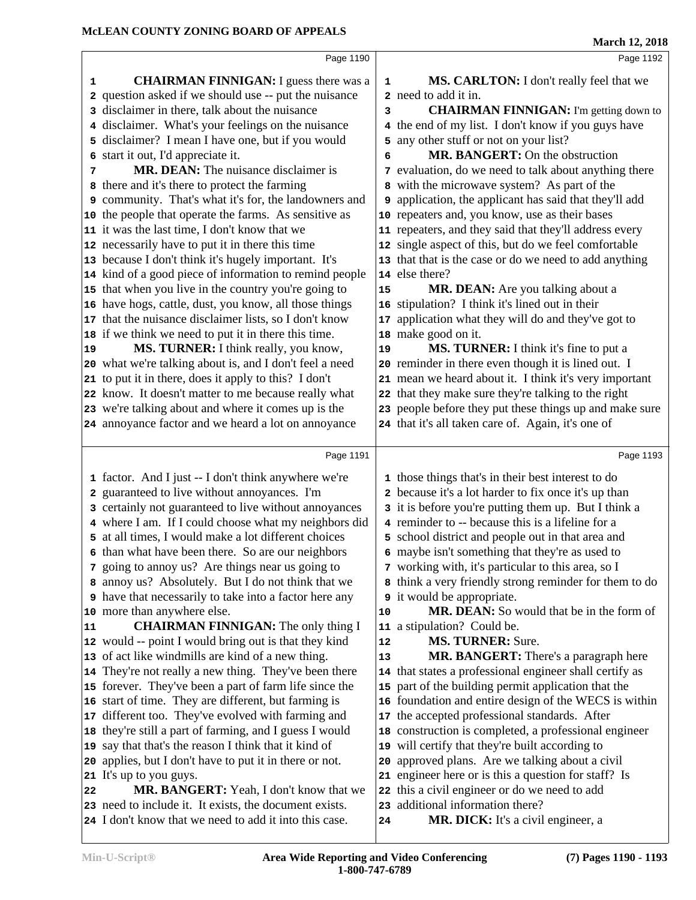Page 1190

**CHAIRMAN FINNIGAN:** I guess there was a question asked if we should use -- put the nuisance disclaimer in there, talk about the nuisance disclaimer. What's your feelings on the nuisance disclaimer? I mean I have one, but if you would start it out, I'd appreciate it.

**MR. DEAN:** The nuisance disclaimer is there and it's there to protect the farming community. That's what it's for, the landowners and the people that operate the farms. As sensitive as it was the last time, I don't know that we necessarily have to put it in there this time because I don't think it's hugely important. It's kind of a good piece of information to remind people that when you live in the country you're going to have hogs, cattle, dust, you know, all those things that the nuisance disclaimer lists, so I don't know if we think we need to put it in there this time.

**MS. TURNER:** I think really, you know, what we're talking about is, and I don't feel a need to put it in there, does it apply to this? I don't know. It doesn't matter to me because really what we're talking about and where it comes up is the annoyance factor and we heard a lot on annoyance

Page 1191

factor. And I just -- I don't think anywhere we're guaranteed to live without annoyances. I'm certainly not guaranteed to live without annoyances where I am. If I could choose what my neighbors did at all times, I would make a lot different choices than what have been there. So are our neighbors going to annoy us? Are things near us going to annoy us? Absolutely. But I do not think that we have that necessarily to take into a factor here any more than anywhere else.

**CHAIRMAN FINNIGAN:** The only thing I would -- point I would bring out is that they kind of act like windmills are kind of a new thing. They're not really a new thing. They've been there forever. They've been a part of farm life since the start of time. They are different, but farming is different too. They've evolved with farming and they're still a part of farming, and I guess I would say that that's the reason I think that it kind of applies, but I don't have to put it in there or not. It's up to you guys.

**MR. BANGERT:** Yeah, I don't know that we need to include it. It exists, the document exists. I don't know that we need to add it into this case.

Page 1192

**MS. CARLTON:** I don't really feel that we need to add it in.

**CHAIRMAN FINNIGAN:** I'm getting down to the end of my list. I don't know if you guys have any other stuff or not on your list?

**MR. BANGERT:** On the obstruction evaluation, do we need to talk about anything there with the microwave system? As part of the application, the applicant has said that they'll add repeaters and, you know, use as their bases repeaters, and they said that they'll address every single aspect of this, but do we feel comfortable that that is the case or do we need to add anything else there?

**MR. DEAN:** Are you talking about a stipulation? I think it's lined out in their application what they will do and they've got to make good on it.

**MS. TURNER:** I think it's fine to put a reminder in there even though it is lined out. I mean we heard about it. I think it's very important that they make sure they're talking to the right people before they put these things up and make sure that it's all taken care of. Again, it's one of

Page 1193

those things that's in their best interest to do because it's a lot harder to fix once it's up than it is before you're putting them up. But I think a reminder to -- because this is a lifeline for a school district and people out in that area and maybe isn't something that they're as used to working with, it's particular to this area, so I think a very friendly strong reminder for them to do it would be appropriate.

**MR. DEAN:** So would that be in the form of a stipulation? Could be.

**MS. TURNER:** Sure.

**MR. BANGERT:** There's a paragraph here that states a professional engineer shall certify as part of the building permit application that the foundation and entire design of the WECS is within the accepted professional standards. After construction is completed, a professional engineer will certify that they're built according to approved plans. Are we talking about a civil engineer here or is this a question for staff? Is this a civil engineer or do we need to add additional information there?

**MR. DICK:** It's a civil engineer, a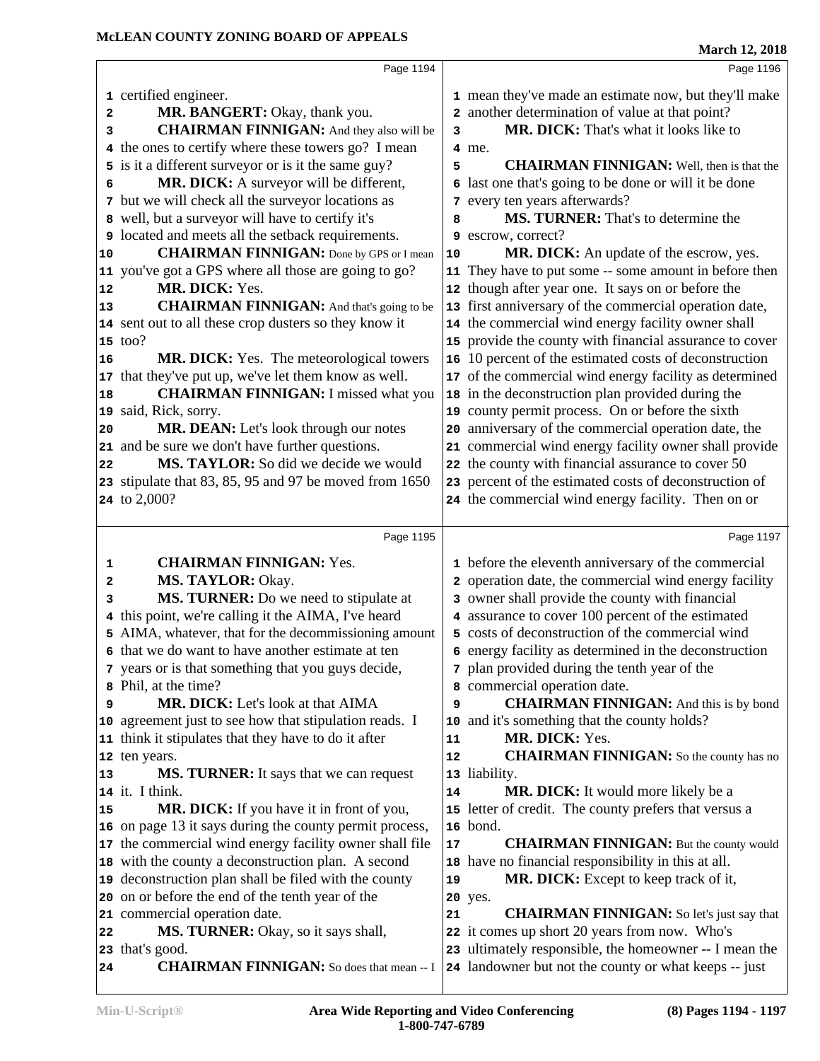certified engineer.

**MR. BANGERT:** Okay, thank you.

**CHAIRMAN FINNIGAN:** And they also will be the ones to certify where these towers go? I mean is it a different surveyor or is it the same guy?

**MR. DICK:** A surveyor will be different, but we will check all the surveyor locations as well, but a surveyor will have to certify it's located and meets all the setback requirements.

**CHAIRMAN FINNIGAN:** Done by GPS or I mean you've got a GPS where all those are going to go?

**MR. DICK:** Yes.

**CHAIRMAN FINNIGAN:** And that's going to be sent out to all these crop dusters so they know it too?

**MR. DICK:** Yes. The meteorological towers that they've put up, we've let them know as well.

**CHAIRMAN FINNIGAN:** I missed what you said, Rick, sorry.

**MR. DEAN:** Let's look through our notes and be sure we don't have further questions.

**MS. TAYLOR:** So did we decide we would stipulate that 83, 85, 95 and 97 be moved from 1650 to 2,000?

**CHAIRMAN FINNIGAN:** Yes.

**MS. TAYLOR:** Okay.

**MS. TURNER:** Do we need to stipulate at this point, we're calling it the AIMA, I've heard AIMA, whatever, that for the decommissioning amount that we do want to have another estimate at ten years or is that something that you guys decide, Phil, at the time?

**MR. DICK:** Let's look at that AIMA agreement just to see how that stipulation reads. I think it stipulates that they have to do it after ten years.

**MS. TURNER:** It says that we can request it. I think.

**MR. DICK:** If you have it in front of you, on page 13 it says during the county permit process, the commercial wind energy facility owner shall file with the county a deconstruction plan. A second deconstruction plan shall be filed with the county on or before the end of the tenth year of the commercial operation date.

**MS. TURNER:** Okay, so it says shall, that's good.

**CHAIRMAN FINNIGAN:** So does that mean -- I mean they've made an estimate now, but they'll make another determination of value at that point?

**MR. DICK:** That's what it looks like to me.

**CHAIRMAN FINNIGAN:** Well, then is that the last one that's going to be done or will it be done every ten years afterwards?

**MS. TURNER:** That's to determine the escrow, correct?

**MR. DICK:** An update of the escrow, yes. They have to put some -- some amount in before then though after year one. It says on or before the first anniversary of the commercial operation date, the commercial wind energy facility owner shall provide the county with financial assurance to cover 10 percent of the estimated costs of deconstruction of the commercial wind energy facility as determined in the deconstruction plan provided during the county permit process. On or before the sixth anniversary of the commercial operation date, the commercial wind energy facility owner shall provide the county with financial assurance to cover 50 percent of the estimated costs of deconstruction of the commercial wind energy facility. Then on or before the eleventh anniversary of the commercial operation date, the commercial wind energy facility owner shall provide the county with financial assurance to cover 100 percent of the estimated costs of deconstruction of the commercial wind energy facility as determined in the deconstruction plan provided during the tenth year of the commercial operation date.

**CHAIRMAN FINNIGAN:** And this is by bond and it's something that the county holds?

**MR. DICK:** Yes.

**CHAIRMAN FINNIGAN:** So the county has no liability.

**MR. DICK:** It would more likely be a letter of credit. The county prefers that versus a bond.

**CHAIRMAN FINNIGAN:** But the county would have no financial responsibility in this at all.

**MR. DICK:** Except to keep track of it, yes.

**CHAIRMAN FINNIGAN:** So let's just say that it comes up short 20 years from now. Who's ultimately responsible, the homeowner -- I mean the landowner but not the county or what keeps -- just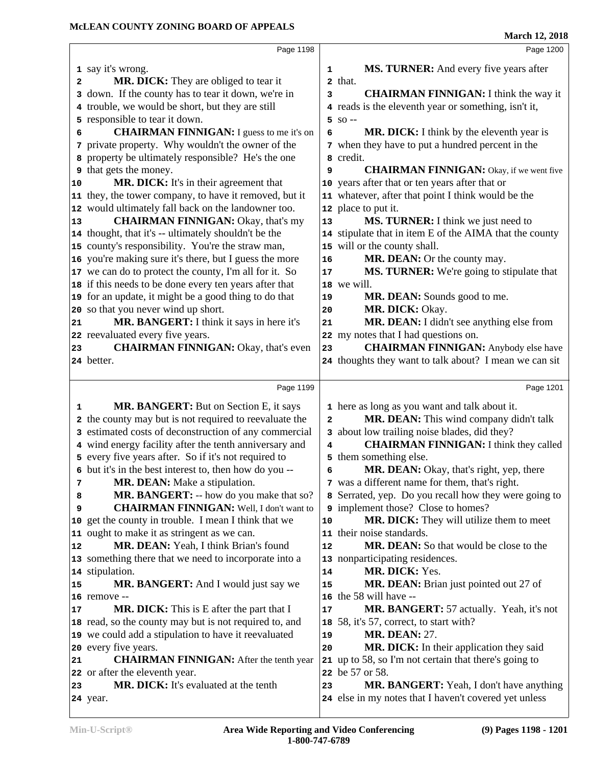Page 1198

1 say it's wrong.
2 **MR. DICK:** They are obliged to tear it
3 down. If the county has to tear it down, we're in
4 trouble, we would be short, but they are still
5 responsible to tear it down.
6 **CHAIRMAN FINNIGAN:** I guess to me it's on
7 private property. Why wouldn't the owner of the
8 property be ultimately responsible? He's the one
9 that gets the money.
10 **MR. DICK:** It's in their agreement that
11 they, the tower company, to have it removed, but it
12 would ultimately fall back on the landowner too.
13 **CHAIRMAN FINNIGAN:** Okay, that's my
14 thought, that it's -- ultimately shouldn't be the
15 county's responsibility. You're the straw man,
16 you're making sure it's there, but I guess the more
17 we can do to protect the county, I'm all for it. So
18 if this needs to be done every ten years after that
19 for an update, it might be a good thing to do that
20 so that you never wind up short.
21 **MR. BANGERT:** I think it says in here it's
22 reevaluated every five years.
23 **CHAIRMAN FINNIGAN:** Okay, that's even
24 better.

Page 1199

1 **MR. BANGERT:** But on Section E, it says
2 the county may but is not required to reevaluate the
3 estimated costs of deconstruction of any commercial
4 wind energy facility after the tenth anniversary and
5 every five years after. So if it's not required to
6 but it's in the best interest to, then how do you --
7 **MR. DEAN:** Make a stipulation.
8 **MR. BANGERT:** -- how do you make that so?
9 **CHAIRMAN FINNIGAN:** Well, I don't want to
10 get the county in trouble. I mean I think that we
11 ought to make it as stringent as we can.
12 **MR. DEAN:** Yeah, I think Brian's found
13 something there that we need to incorporate into a
14 stipulation.
15 **MR. BANGERT:** And I would just say we
16 remove --
17 **MR. DICK:** This is E after the part that I
18 read, so the county may but is not required to, and
19 we could add a stipulation to have it reevaluated
20 every five years.
21 **CHAIRMAN FINNIGAN:** After the tenth year
22 or after the eleventh year.
23 **MR. DICK:** It's evaluated at the tenth
24 year.

Page 1200

1 **MS. TURNER:** And every five years after
2 that.
3 **CHAIRMAN FINNIGAN:** I think the way it
4 reads is the eleventh year or something, isn't it,
5 so --
6 **MR. DICK:** I think by the eleventh year is
7 when they have to put a hundred percent in the
8 credit.
9 **CHAIRMAN FINNIGAN:** Okay, if we went five
10 years after that or ten years after that or
11 whatever, after that point I think would be the
12 place to put it.
13 **MS. TURNER:** I think we just need to
14 stipulate that in item E of the AIMA that the county
15 will or the county shall.
16 **MR. DEAN:** Or the county may.
17 **MS. TURNER:** We're going to stipulate that
18 we will.
19 **MR. DEAN:** Sounds good to me.
20 **MR. DICK:** Okay.
21 **MR. DEAN:** I didn't see anything else from
22 my notes that I had questions on.
23 **CHAIRMAN FINNIGAN:** Anybody else have
24 thoughts they want to talk about? I mean we can sit

Page 1201

1 here as long as you want and talk about it.
2 **MR. DEAN:** This wind company didn't talk
3 about low trailing noise blades, did they?
4 **CHAIRMAN FINNIGAN:** I think they called
5 them something else.
6 **MR. DEAN:** Okay, that's right, yep, there
7 was a different name for them, that's right.
8 Serrated, yep. Do you recall how they were going to
9 implement those? Close to homes?
10 **MR. DICK:** They will utilize them to meet
11 their noise standards.
12 **MR. DEAN:** So that would be close to the
13 nonparticipating residences.
14 **MR. DICK:** Yes.
15 **MR. DEAN:** Brian just pointed out 27 of
16 the 58 will have --
17 **MR. BANGERT:** 57 actually. Yeah, it's not
18 58, it's 57, correct, to start with?
19 **MR. DEAN:** 27.
20 **MR. DICK:** In their application they said
21 up to 58, so I'm not certain that there's going to
22 be 57 or 58.
23 **MR. BANGERT:** Yeah, I don't have anything
24 else in my notes that I haven't covered yet unless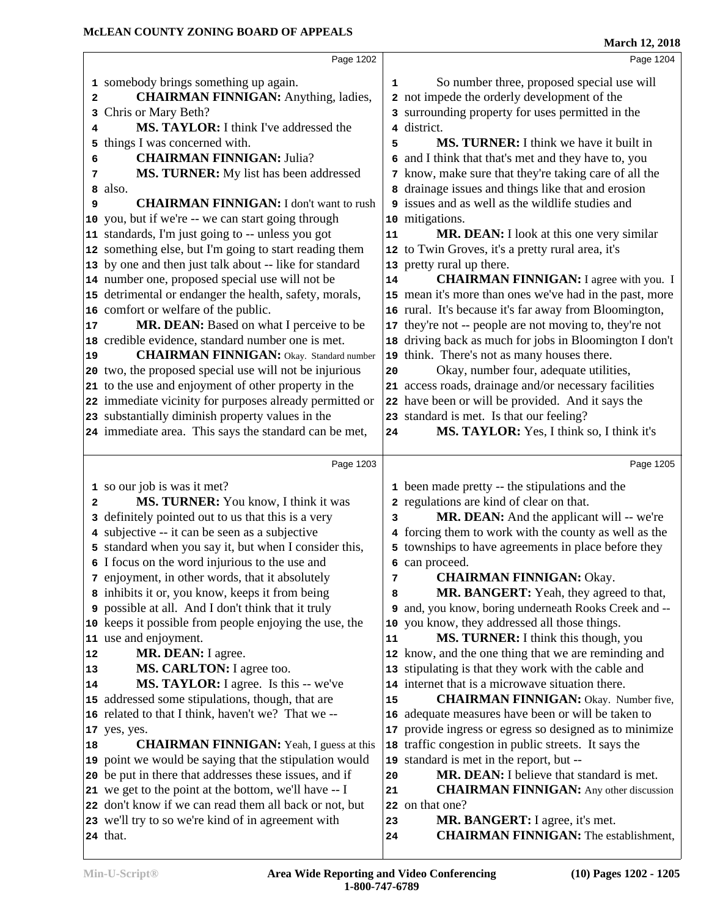somebody brings something up again.

**CHAIRMAN FINNIGAN:** Anything, ladies, Chris or Mary Beth?

**MS. TAYLOR:** I think I've addressed the things I was concerned with.

**CHAIRMAN FINNIGAN:** Julia?

**MS. TURNER:** My list has been addressed also.

**CHAIRMAN FINNIGAN:** I don't want to rush you, but if we're -- we can start going through standards, I'm just going to -- unless you got something else, but I'm going to start reading them by one and then just talk about -- like for standard number one, proposed special use will not be detrimental or endanger the health, safety, morals, comfort or welfare of the public.

**MR. DEAN:** Based on what I perceive to be credible evidence, standard number one is met.

**CHAIRMAN FINNIGAN:** Okay. Standard number two, the proposed special use will not be injurious to the use and enjoyment of other property in the immediate vicinity for purposes already permitted or substantially diminish property values in the immediate area. This says the standard can be met, so our job is was it met?

**MS. TURNER:** You know, I think it was definitely pointed out to us that this is a very subjective -- it can be seen as a subjective standard when you say it, but when I consider this, I focus on the word injurious to the use and enjoyment, in other words, that it absolutely inhibits it or, you know, keeps it from being possible at all. And I don't think that it truly keeps it possible from people enjoying the use, the use and enjoyment.

**MR. DEAN:** I agree.

**MS. CARLTON:** I agree too.

**MS. TAYLOR:** I agree. Is this -- we've addressed some stipulations, though, that are related to that I think, haven't we? That we -- yes, yes.

**CHAIRMAN FINNIGAN:** Yeah, I guess at this point we would be saying that the stipulation would be put in there that addresses these issues, and if we get to the point at the bottom, we'll have -- I don't know if we can read them all back or not, but we'll try to so we're kind of in agreement with that.

So number three, proposed special use will not impede the orderly development of the surrounding property for uses permitted in the district.

**MS. TURNER:** I think we have it built in and I think that that's met and they have to, you know, make sure that they're taking care of all the drainage issues and things like that and erosion issues and as well as the wildlife studies and mitigations.

**MR. DEAN:** I look at this one very similar to Twin Groves, it's a pretty rural area, it's pretty rural up there.

**CHAIRMAN FINNIGAN:** I agree with you. I mean it's more than ones we've had in the past, more rural. It's because it's far away from Bloomington, they're not -- people are not moving to, they're not driving back as much for jobs in Bloomington I don't think. There's not as many houses there.

Okay, number four, adequate utilities, access roads, drainage and/or necessary facilities have been or will be provided. And it says the standard is met. Is that our feeling?

**MS. TAYLOR:** Yes, I think so, I think it's been made pretty -- the stipulations and the regulations are kind of clear on that.

**MR. DEAN:** And the applicant will -- we're forcing them to work with the county as well as the townships to have agreements in place before they can proceed.

**CHAIRMAN FINNIGAN:** Okay.

**MR. BANGERT:** Yeah, they agreed to that, and, you know, boring underneath Rooks Creek and -- you know, they addressed all those things.

**MS. TURNER:** I think this though, you know, and the one thing that we are reminding and stipulating is that they work with the cable and internet that is a microwave situation there.

**CHAIRMAN FINNIGAN:** Okay. Number five, adequate measures have been or will be taken to provide ingress or egress so designed as to minimize traffic congestion in public streets. It says the standard is met in the report, but --

**MR. DEAN:** I believe that standard is met.

**CHAIRMAN FINNIGAN:** Any other discussion on that one?

**MR. BANGERT:** I agree, it's met.

**CHAIRMAN FINNIGAN:** The establishment,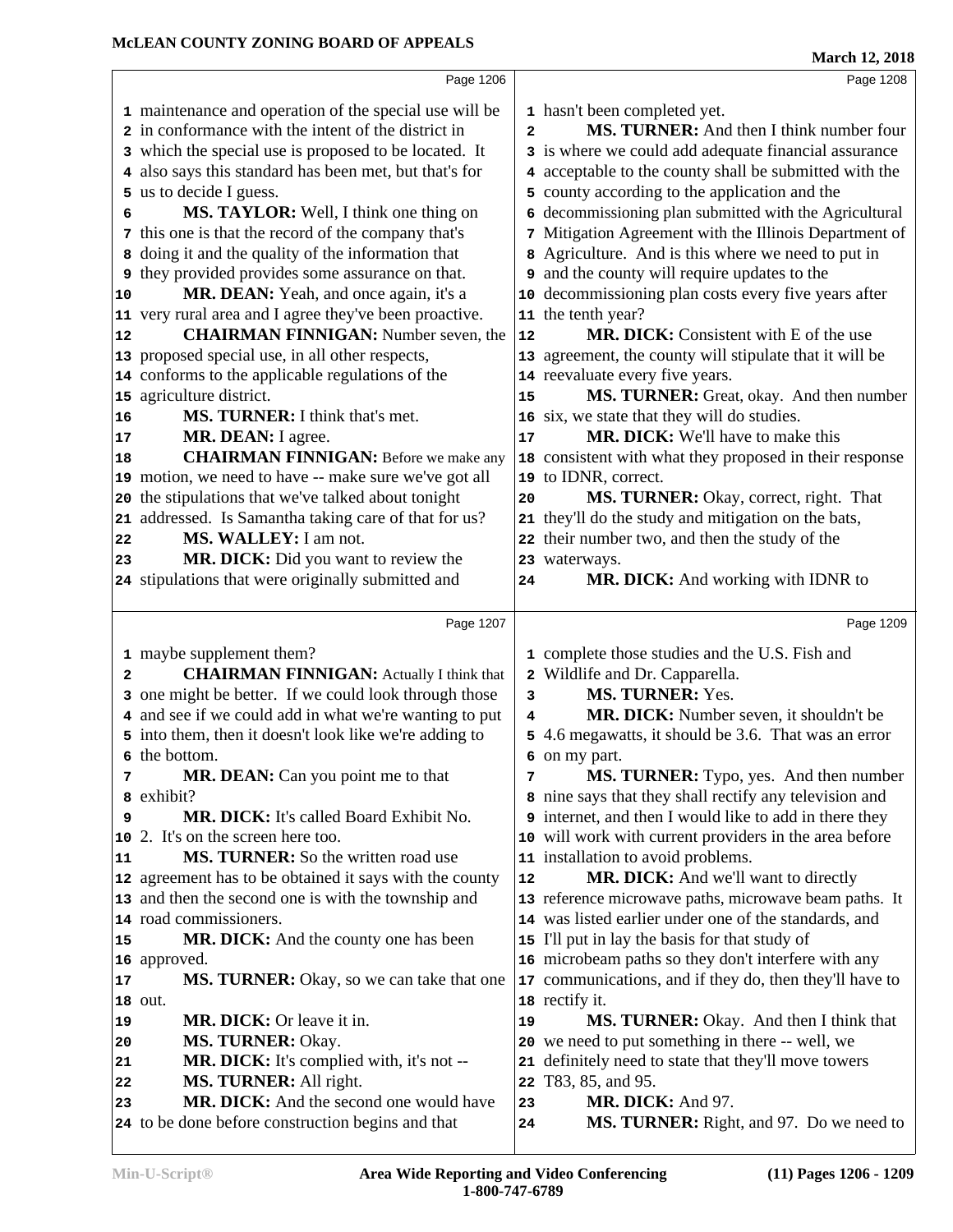Page 1206

1 maintenance and operation of the special use will be
2 in conformance with the intent of the district in
3 which the special use is proposed to be located. It
4 also says this standard has been met, but that's for
5 us to decide I guess.
6 **MS. TAYLOR:** Well, I think one thing on
7 this one is that the record of the company that's
8 doing it and the quality of the information that
9 they provided provides some assurance on that.
10 **MR. DEAN:** Yeah, and once again, it's a
11 very rural area and I agree they've been proactive.
12 **CHAIRMAN FINNIGAN:** Number seven, the
13 proposed special use, in all other respects,
14 conforms to the applicable regulations of the
15 agriculture district.
16 **MS. TURNER:** I think that's met.
17 **MR. DEAN:** I agree.
18 **CHAIRMAN FINNIGAN:** Before we make any
19 motion, we need to have -- make sure we've got all
20 the stipulations that we've talked about tonight
21 addressed. Is Samantha taking care of that for us?
22 **MS. WALLEY:** I am not.
23 **MR. DICK:** Did you want to review the
24 stipulations that were originally submitted and

Page 1207

1 maybe supplement them?
2 **CHAIRMAN FINNIGAN:** Actually I think that
3 one might be better. If we could look through those
4 and see if we could add in what we're wanting to put
5 into them, then it doesn't look like we're adding to
6 the bottom.
7 **MR. DEAN:** Can you point me to that
8 exhibit?
9 **MR. DICK:** It's called Board Exhibit No.
10 2. It's on the screen here too.
11 **MS. TURNER:** So the written road use
12 agreement has to be obtained it says with the county
13 and then the second one is with the township and
14 road commissioners.
15 **MR. DICK:** And the county one has been
16 approved.
17 **MS. TURNER:** Okay, so we can take that one
18 out.
19 **MR. DICK:** Or leave it in.
20 **MS. TURNER:** Okay.
21 **MR. DICK:** It's complied with, it's not --
22 **MS. TURNER:** All right.
23 **MR. DICK:** And the second one would have
24 to be done before construction begins and that

Page 1208

1 hasn't been completed yet.
2 **MS. TURNER:** And then I think number four
3 is where we could add adequate financial assurance
4 acceptable to the county shall be submitted with the
5 county according to the application and the
6 decommissioning plan submitted with the Agricultural
7 Mitigation Agreement with the Illinois Department of
8 Agriculture. And is this where we need to put in
9 and the county will require updates to the
10 decommissioning plan costs every five years after
11 the tenth year?
12 **MR. DICK:** Consistent with E of the use
13 agreement, the county will stipulate that it will be
14 reevaluate every five years.
15 **MS. TURNER:** Great, okay. And then number
16 six, we state that they will do studies.
17 **MR. DICK:** We'll have to make this
18 consistent with what they proposed in their response
19 to IDNR, correct.
20 **MS. TURNER:** Okay, correct, right. That
21 they'll do the study and mitigation on the bats,
22 their number two, and then the study of the
23 waterways.
24 **MR. DICK:** And working with IDNR to

Page 1209

1 complete those studies and the U.S. Fish and
2 Wildlife and Dr. Capparella.
3 **MS. TURNER:** Yes.
4 **MR. DICK:** Number seven, it shouldn't be
5 4.6 megawatts, it should be 3.6. That was an error
6 on my part.
7 **MS. TURNER:** Typo, yes. And then number
8 nine says that they shall rectify any television and
9 internet, and then I would like to add in there they
10 will work with current providers in the area before
11 installation to avoid problems.
12 **MR. DICK:** And we'll want to directly
13 reference microwave paths, microwave beam paths. It
14 was listed earlier under one of the standards, and
15 I'll put in lay the basis for that study of
16 microbeam paths so they don't interfere with any
17 communications, and if they do, then they'll have to
18 rectify it.
19 **MS. TURNER:** Okay. And then I think that
20 we need to put something in there -- well, we
21 definitely need to state that they'll move towers
22 T83, 85, and 95.
23 **MR. DICK:** And 97.
24 **MS. TURNER:** Right, and 97. Do we need to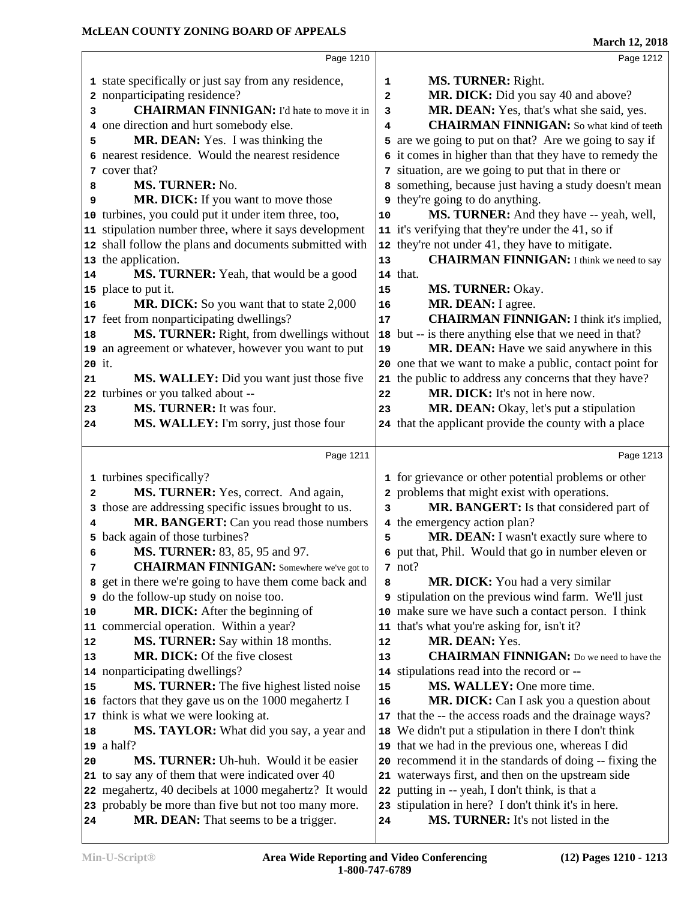Page 1210

1 state specifically or just say from any residence,
2 nonparticipating residence?
3 **CHAIRMAN FINNIGAN:** I'd hate to move it in
4 one direction and hurt somebody else.
5 **MR. DEAN:** Yes. I was thinking the
6 nearest residence. Would the nearest residence
7 cover that?
8 **MS. TURNER:** No.
9 **MR. DICK:** If you want to move those
10 turbines, you could put it under item three, too,
11 stipulation number three, where it says development
12 shall follow the plans and documents submitted with
13 the application.
14 **MS. TURNER:** Yeah, that would be a good
15 place to put it.
16 **MR. DICK:** So you want that to state 2,000
17 feet from nonparticipating dwellings?
18 **MS. TURNER:** Right, from dwellings without
19 an agreement or whatever, however you want to put
20 it.
21 **MS. WALLEY:** Did you want just those five
22 turbines or you talked about --
23 **MS. TURNER:** It was four.
24 **MS. WALLEY:** I'm sorry, just those four

Page 1211

1 turbines specifically?
2 **MS. TURNER:** Yes, correct. And again,
3 those are addressing specific issues brought to us.
4 **MR. BANGERT:** Can you read those numbers
5 back again of those turbines?
6 **MS. TURNER:** 83, 85, 95 and 97.
7 **CHAIRMAN FINNIGAN:** Somewhere we've got to
8 get in there we're going to have them come back and
9 do the follow-up study on noise too.
10 **MR. DICK:** After the beginning of
11 commercial operation. Within a year?
12 **MS. TURNER:** Say within 18 months.
13 **MR. DICK:** Of the five closest
14 nonparticipating dwellings?
15 **MS. TURNER:** The five highest listed noise
16 factors that they gave us on the 1000 megahertz I
17 think is what we were looking at.
18 **MS. TAYLOR:** What did you say, a year and
19 a half?
20 **MS. TURNER:** Uh-huh. Would it be easier
21 to say any of them that were indicated over 40
22 megahertz, 40 decibels at 1000 megahertz? It would
23 probably be more than five but not too many more.
24 **MR. DEAN:** That seems to be a trigger.

Page 1212

1 **MS. TURNER:** Right.
2 **MR. DICK:** Did you say 40 and above?
3 **MR. DEAN:** Yes, that's what she said, yes.
4 **CHAIRMAN FINNIGAN:** So what kind of teeth
5 are we going to put on that? Are we going to say if
6 it comes in higher than that they have to remedy the
7 situation, are we going to put that in there or
8 something, because just having a study doesn't mean
9 they're going to do anything.
10 **MS. TURNER:** And they have -- yeah, well,
11 it's verifying that they're under the 41, so if
12 they're not under 41, they have to mitigate.
13 **CHAIRMAN FINNIGAN:** I think we need to say
14 that.
15 **MS. TURNER:** Okay.
16 **MR. DEAN:** I agree.
17 **CHAIRMAN FINNIGAN:** I think it's implied,
18 but -- is there anything else that we need in that?
19 **MR. DEAN:** Have we said anywhere in this
20 one that we want to make a public, contact point for
21 the public to address any concerns that they have?
22 **MR. DICK:** It's not in here now.
23 **MR. DEAN:** Okay, let's put a stipulation
24 that the applicant provide the county with a place

Page 1213

1 for grievance or other potential problems or other
2 problems that might exist with operations.
3 **MR. BANGERT:** Is that considered part of
4 the emergency action plan?
5 **MR. DEAN:** I wasn't exactly sure where to
6 put that, Phil. Would that go in number eleven or
7 not?
8 **MR. DICK:** You had a very similar
9 stipulation on the previous wind farm. We'll just
10 make sure we have such a contact person. I think
11 that's what you're asking for, isn't it?
12 **MR. DEAN:** Yes.
13 **CHAIRMAN FINNIGAN:** Do we need to have the
14 stipulations read into the record or --
15 **MS. WALLEY:** One more time.
16 **MR. DICK:** Can I ask you a question about
17 that the -- the access roads and the drainage ways?
18 We didn't put a stipulation in there I don't think
19 that we had in the previous one, whereas I did
20 recommend it in the standards of doing -- fixing the
21 waterways first, and then on the upstream side
22 putting in -- yeah, I don't think, is that a
23 stipulation in here? I don't think it's in here.
24 **MS. TURNER:** It's not listed in the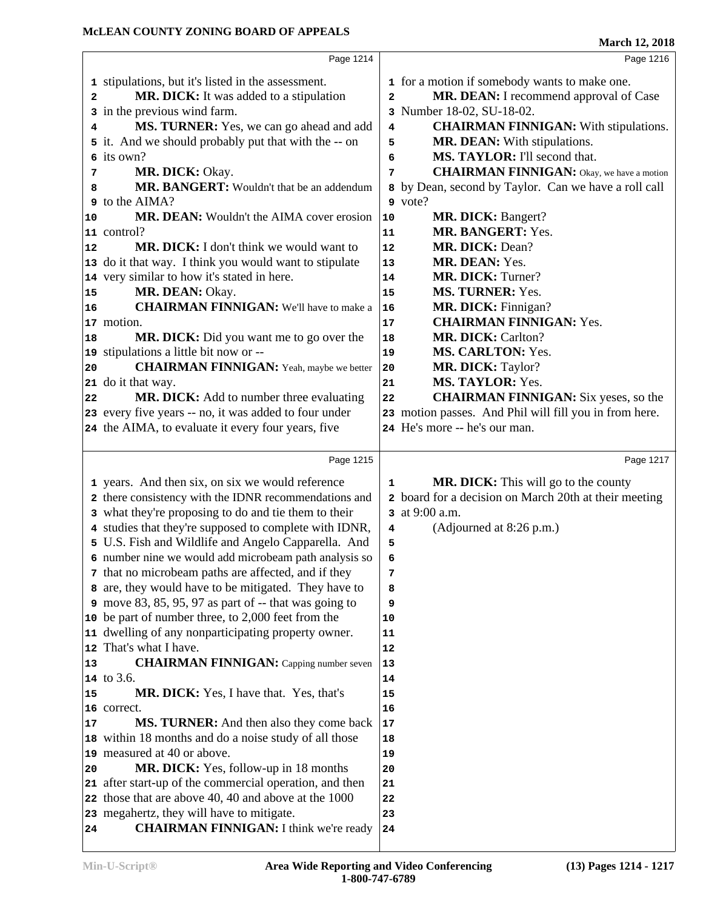Page 1214

stipulations, but it's listed in the assessment.

**MR. DICK:** It was added to a stipulation in the previous wind farm.

**MS. TURNER:** Yes, we can go ahead and add it. And we should probably put that with the -- on its own?

**MR. DICK:** Okay.

**MR. BANGERT:** Wouldn't that be an addendum to the AIMA?

**MR. DEAN:** Wouldn't the AIMA cover erosion control?

**MR. DICK:** I don't think we would want to do it that way. I think you would want to stipulate very similar to how it's stated in here.

**MR. DEAN:** Okay.

**CHAIRMAN FINNIGAN:** We'll have to make a motion.

**MR. DICK:** Did you want me to go over the stipulations a little bit now or --

**CHAIRMAN FINNIGAN:** Yeah, maybe we better do it that way.

**MR. DICK:** Add to number three evaluating every five years -- no, it was added to four under the AIMA, to evaluate it every four years, five

Page 1215

years. And then six, on six we would reference there consistency with the IDNR recommendations and what they're proposing to do and tie them to their studies that they're supposed to complete with IDNR, U.S. Fish and Wildlife and Angelo Capparella. And number nine we would add microbeam path analysis so that no microbeam paths are affected, and if they are, they would have to be mitigated. They have to move 83, 85, 95, 97 as part of -- that was going to be part of number three, to 2,000 feet from the dwelling of any nonparticipating property owner. That's what I have.

**CHAIRMAN FINNIGAN:** Capping number seven to 3.6.

**MR. DICK:** Yes, I have that. Yes, that's correct.

**MS. TURNER:** And then also they come back within 18 months and do a noise study of all those measured at 40 or above.

**MR. DICK:** Yes, follow-up in 18 months after start-up of the commercial operation, and then those that are above 40, 40 and above at the 1000 megahertz, they will have to mitigate.

**CHAIRMAN FINNIGAN:** I think we're ready

Page 1216

for a motion if somebody wants to make one.

**MR. DEAN:** I recommend approval of Case Number 18-02, SU-18-02.

**CHAIRMAN FINNIGAN:** With stipulations.

**MR. DEAN:** With stipulations.

**MS. TAYLOR:** I'll second that.

**CHAIRMAN FINNIGAN:** Okay, we have a motion by Dean, second by Taylor. Can we have a roll call vote?

**MR. DICK:** Bangert?

**MR. BANGERT:** Yes.

**MR. DICK:** Dean?

**MR. DEAN:** Yes.

**MR. DICK:** Turner?

**MS. TURNER:** Yes.

**MR. DICK:** Finnigan?

**CHAIRMAN FINNIGAN:** Yes.

**MR. DICK:** Carlton?

**MS. CARLTON:** Yes.

**MR. DICK:** Taylor?

**MS. TAYLOR:** Yes.

**CHAIRMAN FINNIGAN:** Six yeses, so the motion passes. And Phil will fill you in from here. He's more -- he's our man.

Page 1217

**MR. DICK:** This will go to the county board for a decision on March 20th at their meeting at 9:00 a.m.

(Adjourned at 8:26 p.m.)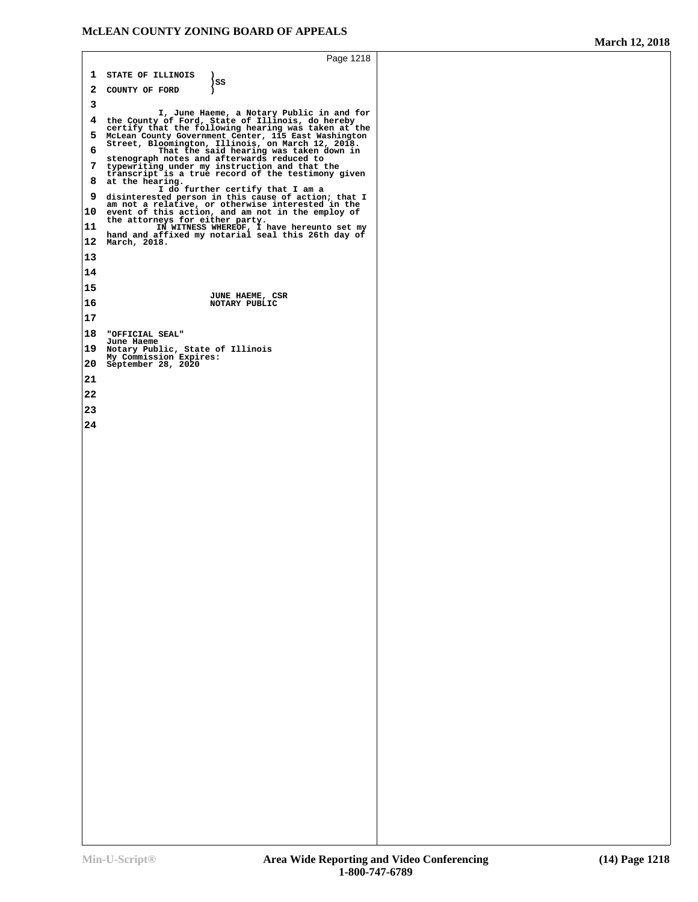STATE OF ILLINOIS )
)SS
COUNTY OF FORD )

I, June Haeme, a Notary Public in and for the County of Ford, State of Illinois, do hereby certify that the following hearing was taken at the McLean County Government Center, 115 East Washington Street, Bloomington, Illinois, on March 12, 2018.

That the said hearing was taken down in stenograph notes and afterwards reduced to typewriting under my instruction and that the transcript is a true record of the testimony given at the hearing.

I do further certify that I am a disinterested person in this cause of action; that I am not a relative, or otherwise interested in the event of this action, and am not in the employ of the attorneys for either party.

IN WITNESS WHEREOF, I have hereunto set my hand and affixed my notarial seal this 26th day of March, 2018.

JUNE HAEME, CSR
NOTARY PUBLIC

"OFFICIAL SEAL"
June Haeme
Notary Public, State of Illinois
My Commission Expires:
September 28, 2020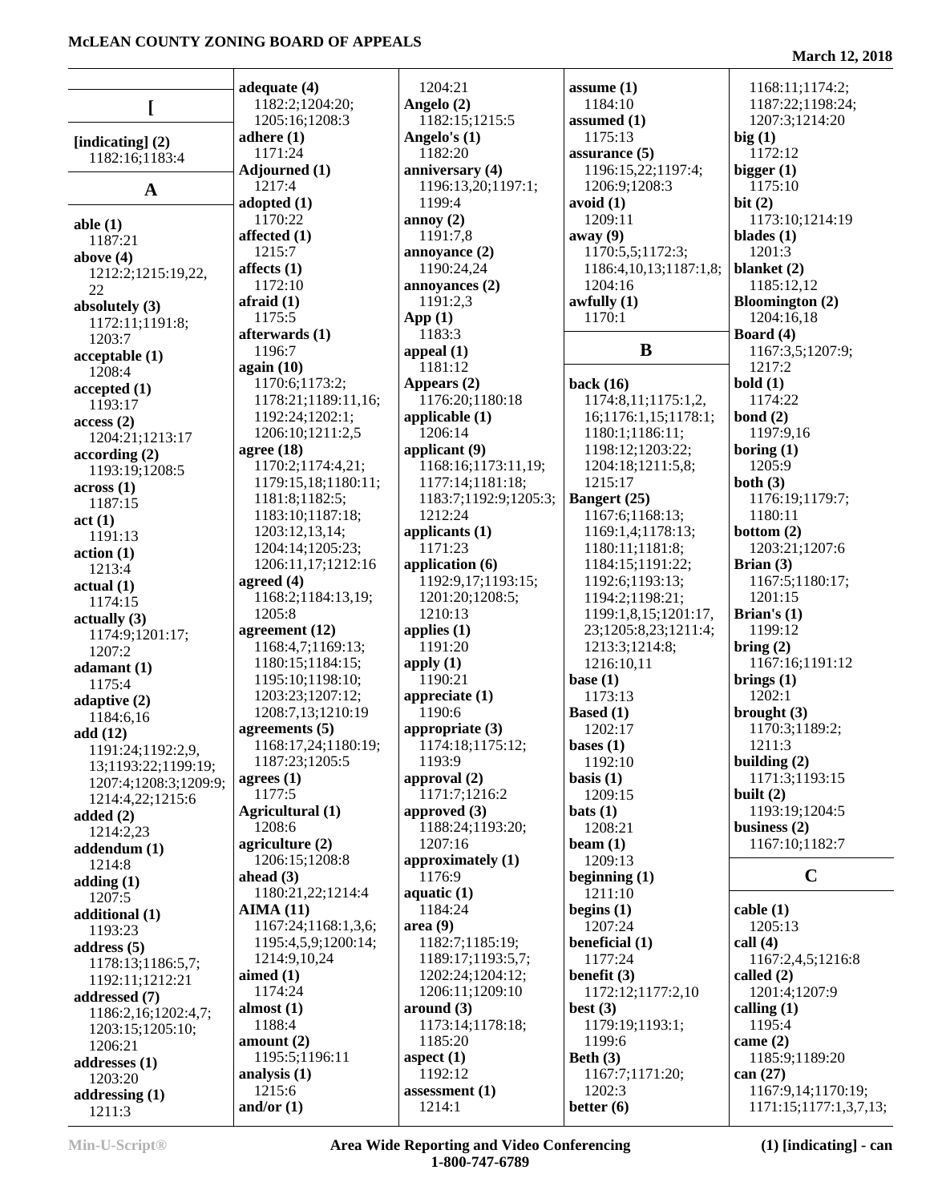## [

**[indicating] (2)**
1182:16;1183:4

## A

**able (1)**
1187:21
**above (4)**
1212:2;1215:19,22,22
**absolutely (3)**
1172:11;1191:8;1203:7
**acceptable (1)**
1208:4
**accepted (1)**
1193:17
**access (2)**
1204:21;1213:17
**according (2)**
1193:19;1208:5
**across (1)**
1187:15
**act (1)**
1191:13
**action (1)**
1213:4
**actual (1)**
1174:15
**actually (3)**
1174:9;1201:17;1207:2
**adamant (1)**
1175:4
**adaptive (2)**
1184:6,16
**add (12)**
1191:24;1192:2,9,13;1193:22;1199:19;1207:4;1208:3;1209:9;1214:4,22;1215:6
**added (2)**
1214:2,23
**addendum (1)**
1214:8
**adding (1)**
1207:5
**additional (1)**
1193:23
**address (5)**
1178:13;1186:5,7;1192:11;1212:21
**addressed (7)**
1186:2,16;1202:4,7;1203:15;1205:10;1206:21
**addresses (1)**
1203:20
**addressing (1)**
1211:3
**adequate (4)**
1182:2;1204:20;1205:16;1208:3
**adhere (1)**
1171:24
**Adjourned (1)**
1217:4
**adopted (1)**
1170:22
**affected (1)**
1215:7
**affects (1)**
1172:10
**afraid (1)**
1175:5
**afterwards (1)**
1196:7
**again (10)**
1170:6;1173:2;1178:21;1189:11,16;1192:24;1202:1;1206:10;1211:2,5
**agree (18)**
1170:2;1174:4,21;1179:15,18;1180:11;1181:8;1182:5;1183:10;1187:18;1203:12,13,14;1204:14;1205:23;1206:11,17;1212:16
**agreed (4)**
1168:2;1184:13,19;1205:8
**agreement (12)**
1168:4,7;1169:13;1180:15;1184:15;1195:10;1198:10;1203:23;1207:12;1208:7,13;1210:19
**agreements (5)**
1168:17,24;1180:19;1187:23;1205:5
**agrees (1)**
1177:5
**Agricultural (1)**
1208:6
**agriculture (2)**
1206:15;1208:8
**ahead (3)**
1180:21,22;1214:4
**AIMA (11)**
1167:24;1168:1,3,6;1195:4,5,9;1200:14;1214:9,10,24
**aimed (1)**
1174:24
**almost (1)**
1188:4
**amount (2)**
1195:5;1196:11
**analysis (1)**
1215:6
**and/or (1)**
1204:21
**Angelo (2)**
1182:15;1215:5
**Angelo's (1)**
1182:20
**anniversary (4)**
1196:13,20;1197:1;1199:4
**annoy (2)**
1191:7,8
**annoyance (2)**
1190:24,24
**annoyances (2)**
1191:2,3
**App (1)**
1183:3
**appeal (1)**
1181:12
**Appears (2)**
1176:20;1180:18
**applicable (1)**
1206:14
**applicant (9)**
1168:16;1173:11,19;1177:14;1181:18;1183:7;1192:9;1205:3;1212:24
**applicants (1)**
1171:23
**application (6)**
1192:9,17;1193:15;1201:20;1208:5;1210:13
**applies (1)**
1191:20
**apply (1)**
1190:21
**appreciate (1)**
1190:6
**appropriate (3)**
1174:18;1175:12;1193:9
**approval (2)**
1171:7;1216:2
**approved (3)**
1188:24;1193:20;1207:16
**approximately (1)**
1176:9
**aquatic (1)**
1184:24
**area (9)**
1182:7;1185:19;1189:17;1193:5,7;1202:24;1204:12;1206:11;1209:10
**around (3)**
1173:14;1178:18;1185:20
**aspect (1)**
1192:12
**assessment (1)**
1214:1
**assume (1)**
1184:10
**assumed (1)**
1175:13
**assurance (5)**
1196:15,22;1197:4;1206:9;1208:3
**avoid (1)**
1209:11
**away (9)**
1170:5,5;1172:3;1186:4,10,13;1187:1,8;1204:16
**awfully (1)**
1170:1

## B

**back (16)**
1174:8,11;1175:1,2,16;1176:1,15;1178:1;1180:1;1186:11;1198:12;1203:22;1204:18;1211:5,8;1215:17
**Bangert (25)**
1167:6;1168:13;1169:1,4;1178:13;1180:11;1181:8;1184:15;1191:22;1192:6;1193:13;1194:2;1198:21;1199:1,8,15;1201:17,23;1205:8,23;1211:4;1213:3;1214:8;1216:10,11
**base (1)**
1173:13
**Based (1)**
1202:17
**bases (1)**
1192:10
**basis (1)**
1209:15
**bats (1)**
1208:21
**beam (1)**
1209:13
**beginning (1)**
1211:10
**begins (1)**
1207:24
**beneficial (1)**
1177:24
**benefit (3)**
1172:12;1177:2,10
**best (3)**
1179:19;1193:1;1199:6
**Beth (3)**
1167:7;1171:20;1202:3
**better (6)**
1168:11;1174:2;1187:22;1198:24;1207:3;1214:20
**big (1)**
1172:12
**bigger (1)**
1175:10
**bit (2)**
1173:10;1214:19
**blades (1)**
1201:3
**blanket (2)**
1185:12,12
**Bloomington (2)**
1204:16,18
**Board (4)**
1167:3,5;1207:9;1217:2
**bold (1)**
1174:22
**bond (2)**
1197:9,16
**boring (1)**
1205:9
**both (3)**
1176:19;1179:7;1180:11
**bottom (2)**
1203:21;1207:6
**Brian (3)**
1167:5;1180:17;1201:15
**Brian's (1)**
1199:12
**bring (2)**
1167:16;1191:12
**brings (1)**
1202:1
**brought (3)**
1170:3;1189:2;1211:3
**building (2)**
1171:3;1193:15
**built (2)**
1193:19;1204:5
**business (2)**
1167:10;1182:7

## C

**cable (1)**
1205:13
**call (4)**
1167:2,4,5;1216:8
**called (2)**
1201:4;1207:9
**calling (1)**
1195:4
**came (2)**
1185:9;1189:20
**can (27)**
1167:9,14;1170:19;1171:15;1177:1,3,7,13;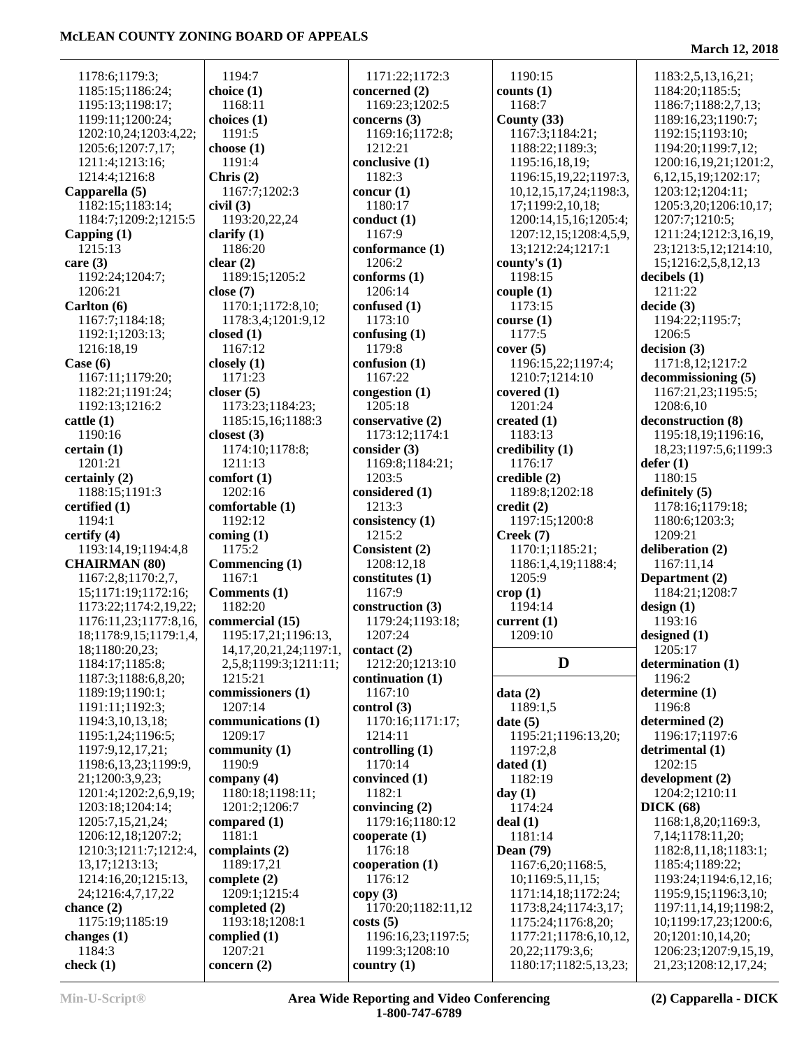1178:6;1179:3;
1185:15;1186:24;
1195:13;1198:17;
1199:11;1200:24;
1202:10,24;1203:4,22;
1205:6;1207:7,17;
1211:4;1213:16;
1214:4;1216:8

**Capparella (5)**
1182:15;1183:14;
1184:7;1209:2;1215:5

**Capping (1)**
1215:13

**care (3)**
1192:24;1204:7;
1206:21

**Carlton (6)**
1167:7;1184:18;
1192:1;1203:13;
1216:18,19

**Case (6)**
1167:11;1179:20;
1182:21;1191:24;
1192:13;1216:2

**cattle (1)**
1190:16

**certain (1)**
1201:21

**certainly (2)**
1188:15;1191:3

**certified (1)**
1194:1

**certify (4)**
1193:14,19;1194:4,8

**CHAIRMAN (80)**
1167:2,8;1170:2,7,
15;1171:19;1172:16;
1173:22;1174:2,19,22;
1176:11,23;1177:8,16,
18;1178:9,15;1179:1,4,
18;1180:20,23;
1184:17;1185:8;
1187:3;1188:6,8,20;
1189:19;1190:1;
1191:11;1192:3;
1194:3,10,13,18;
1195:1,24;1196:5;
1197:9,12,17,21;
1198:6,13,23;1199:9,
21;1200:3,9,23;
1201:4;1202:2,6,9,19;
1203:18;1204:14;
1205:7,15,21,24;
1206:12,18;1207:2;
1210:3;1211:7;1212:4,
13,17;1213:13;
1214:16,20;1215:13,
24;1216:4,7,17,22

**chance (2)**
1175:19;1185:19

**changes (1)**
1184:3

**check (1)**
1194:7

**choice (1)**
1168:11

**choices (1)**
1191:5

**choose (1)**
1191:4

**Chris (2)**
1167:7;1202:3

**civil (3)**
1193:20,22,24

**clarify (1)**
1186:20

**clear (2)**
1189:15;1205:2

**close (7)**
1170:1;1172:8,10;
1178:3,4;1201:9,12

**closed (1)**
1167:12

**closely (1)**
1171:23

**closer (5)**
1173:23;1184:23;
1185:15,16;1188:3

**closest (3)**
1174:10;1178:8;
1211:13

**comfort (1)**
1202:16

**comfortable (1)**
1192:12

**coming (1)**
1175:2

**Commencing (1)**
1167:1

**Comments (1)**
1182:20

**commercial (15)**
1195:17,21;1196:13,
14,17,20,21,24;1197:1,
2,5,8;1199:3;1211:11;
1215:21

**commissioners (1)**
1207:14

**communications (1)**
1209:17

**community (1)**
1190:9

**company (4)**
1180:18;1198:11;
1201:2;1206:7

**compared (1)**
1181:1

**complaints (2)**
1189:17,21

**complete (2)**
1209:1;1215:4

**completed (2)**
1193:18;1208:1

**complied (1)**
1207:21

**concern (2)**
1171:22;1172:3

**concerned (2)**
1169:23;1202:5

**concerns (3)**
1169:16;1172:8;
1212:21

**conclusive (1)**
1182:3

**concur (1)**
1180:17

**conduct (1)**
1167:9

**conformance (1)**
1206:2

**conforms (1)**
1206:14

**confused (1)**
1173:10

**confusing (1)**
1179:8

**confusion (1)**
1167:22

**congestion (1)**
1205:18

**conservative (2)**
1173:12;1174:1

**consider (3)**
1169:8;1184:21;
1203:5

**considered (1)**
1213:3

**consistency (1)**
1215:2

**Consistent (2)**
1208:12,18

**constitutes (1)**
1167:9

**construction (3)**
1179:24;1193:18;
1207:24

**contact (2)**
1212:20;1213:10

**continuation (1)**
1167:10

**control (3)**
1170:16;1171:17;
1214:11

**controlling (1)**
1170:14

**convinced (1)**
1182:1

**convincing (2)**
1179:16;1180:12

**cooperate (1)**
1176:18

**cooperation (1)**
1176:12

**copy (3)**
1170:20;1182:11,12

**costs (5)**
1196:16,23;1197:5;
1199:3;1208:10

**country (1)**
1190:15

**counts (1)**
1168:7

**County (33)**
1167:3;1184:21;
1188:22;1189:3;
1195:16,18,19;
1196:15,19,22;1197:3,
10,12,15,17,24;1198:3,
17;1199:2,10,18;
1200:14,15,16;1205:4;
1207:12,15;1208:4,5,9,
13;1212:24;1217:1

**county's (1)**
1198:15

**couple (1)**
1173:15

**course (1)**
1177:5

**cover (5)**
1196:15,22;1197:4;
1210:7;1214:10

**covered (1)**
1201:24

**created (1)**
1183:13

**credibility (1)**
1176:17

**credible (2)**
1189:8;1202:18

**credit (2)**
1197:15;1200:8

**Creek (7)**
1170:1;1185:21;
1186:1,4,19;1188:4;
1205:9

**crop (1)**
1194:14

**current (1)**
1209:10

## D

**data (2)**
1189:1,5

**date (5)**
1195:21;1196:13,20;
1197:2,8

**dated (1)**
1182:19

**day (1)**
1174:24

**deal (1)**
1181:14

**Dean (79)**
1167:6,20;1168:5,
10;1169:5,11,15;
1171:14,18;1172:24;
1173:8,24;1174:3,17;
1175:24;1176:8,20;
1177:21;1178:6,10,12,
20,22;1179:3,6;
1180:17;1182:5,13,23;
1183:2,5,13,16,21;
1184:20;1185:5;
1186:7;1188:2,7,13;
1189:16,23;1190:7;
1192:15;1193:10;
1194:20;1199:7,12;
1200:16,19,21;1201:2,
6,12,15,19;1202:17;
1203:12;1204:11;
1205:3,20;1206:10,17;
1207:7;1210:5;
1211:24;1212:3,16,19,
23;1213:5,12;1214:10,
15;1216:2,5,8,12,13

**decibels (1)**
1211:22

**decide (3)**
1194:22;1195:7;
1206:5

**decision (3)**
1171:8,12;1217:2

**decommissioning (5)**
1167:21,23;1195:5;
1208:6,10

**deconstruction (8)**
1195:18,19;1196:16,
18,23;1197:5,6;1199:3

**defer (1)**
1180:15

**definitely (5)**
1178:16;1179:18;
1180:6;1203:3;
1209:21

**deliberation (2)**
1167:11,14

**Department (2)**
1184:21;1208:7

**design (1)**
1193:16

**designed (1)**
1205:17

**determination (1)**
1196:2

**determine (1)**
1196:8

**determined (2)**
1196:17;1197:6

**detrimental (1)**
1202:15

**development (2)**
1204:2;1210:11

**DICK (68)**
1168:1,8,20;1169:3,
7,14;1178:11,20;
1182:8,11,18;1183:1;
1185:4;1189:22;
1193:24;1194:6,12,16;
1195:9,15;1196:3,10;
1197:11,14,19;1198:2,
10;1199:17,23;1200:6,
20;1201:10,14,20;
1206:23;1207:9,15,19,
21,23;1208:12,17,24;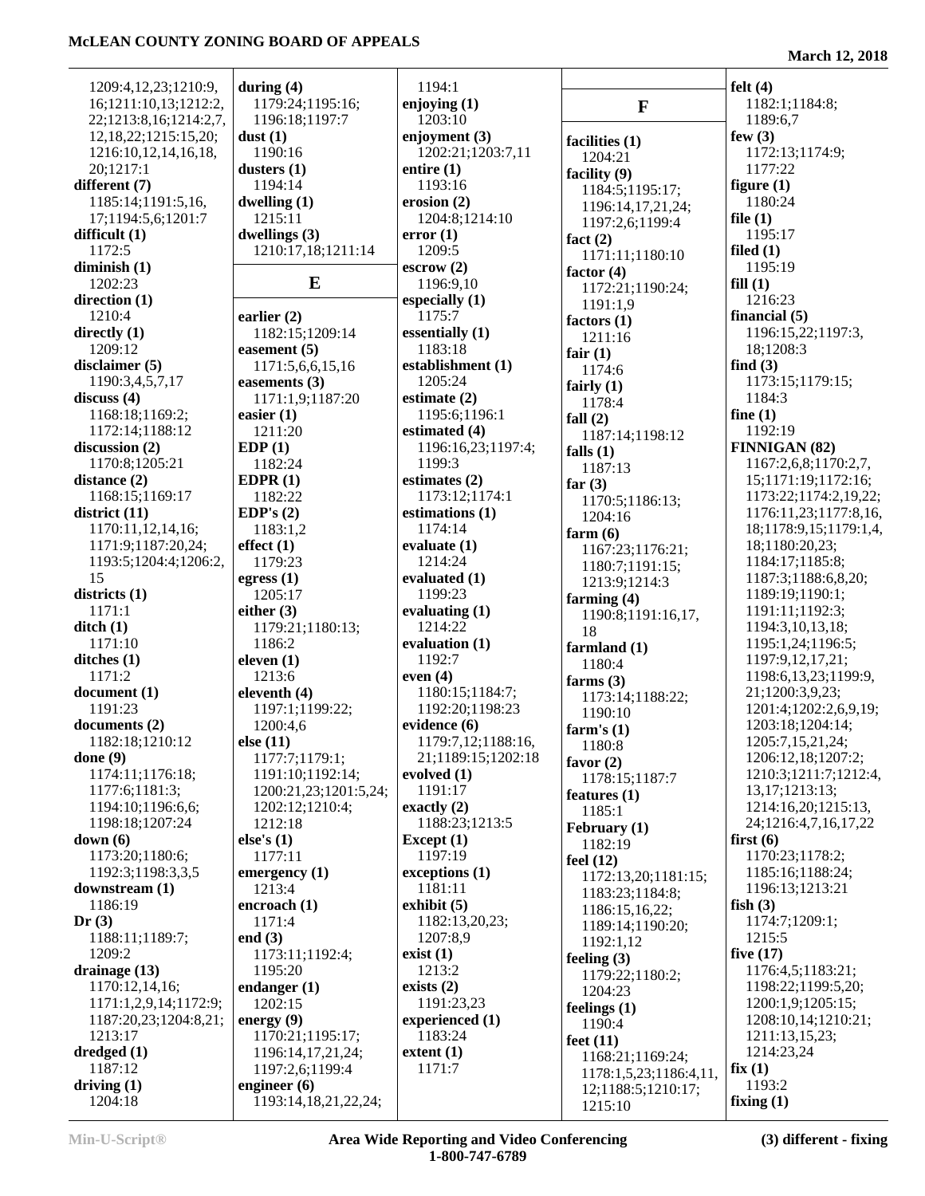1209:4,12,23;1210:9,16;1211:10,13;1212:2,22;1213:8,16;1214:2,7,12,18,22;1215:15,20;1216:10,12,14,16,18,20;1217:1

**different (7)**
1185:14;1191:5,16,17;1194:5,6;1201:7

**difficult (1)**
1172:5

**diminish (1)**
1202:23

**direction (1)**
1210:4

**directly (1)**
1209:12

**disclaimer (5)**
1190:3,4,5,7,17

**discuss (4)**
1168:18;1169:2;1172:14;1188:12

**discussion (2)**
1170:8;1205:21

**distance (2)**
1168:15;1169:17

**district (11)**
1170:11,12,14,16;1171:9;1187:20,24;1193:5;1204:4;1206:2,15

**districts (1)**
1171:1

**ditch (1)**
1171:10

**ditches (1)**
1171:2

**document (1)**
1191:23

**documents (2)**
1182:18;1210:12

**done (9)**
1174:11;1176:18;1177:6;1181:3;1194:10;1196:6,6;1198:18;1207:24

**down (6)**
1173:20;1180:6;1192:3;1198:3,3,5

**downstream (1)**
1186:19

**Dr (3)**
1188:11;1189:7;1209:2

**drainage (13)**
1170:12,14,16;1171:1,2,9,14;1172:9;1187:20,23;1204:8,21;1213:17

**dredged (1)**
1187:12

**driving (1)**
1204:18

**during (4)**
1179:24;1195:16;1196:18;1197:7

**dust (1)**
1190:16

**dusters (1)**
1194:14

**dwelling (1)**
1215:11

**dwellings (3)**
1210:17,18;1211:14

## E

**earlier (2)**
1182:15;1209:14

**easement (5)**
1171:5,6,6,15,16

**easements (3)**
1171:1,9;1187:20

**easier (1)**
1211:20

**EDP (1)**
1182:24

**EDPR (1)**
1182:22

**EDP's (2)**
1183:1,2

**effect (1)**
1179:23

**egress (1)**
1205:17

**either (3)**
1179:21;1180:13;1186:2

**eleven (1)**
1213:6

**eleventh (4)**
1197:1;1199:22;1200:4,6

**else (11)**
1177:7;1179:1;1191:10;1192:14;1200:21,23;1201:5,24;1202:12;1210:4;1212:18

**else's (1)**
1177:11

**emergency (1)**
1213:4

**encroach (1)**
1171:4

**end (3)**
1173:11;1192:4;1195:20

**endanger (1)**
1202:15

**energy (9)**
1170:21;1195:17;1196:14,17,21,24;1197:2,6;1199:4

**engineer (6)**
1193:14,18,21,22,24;1194:1

**enjoying (1)**
1203:10

**enjoyment (3)**
1202:21;1203:7,11

**entire (1)**
1193:16

**erosion (2)**
1204:8;1214:10

**error (1)**
1209:5

**escrow (2)**
1196:9,10

**especially (1)**
1175:7

**essentially (1)**
1183:18

**establishment (1)**
1205:24

**estimate (2)**
1195:6;1196:1

**estimated (4)**
1196:16,23;1197:4;1199:3

**estimates (2)**
1173:12;1174:1

**estimations (1)**
1174:14

**evaluate (1)**
1214:24

**evaluated (1)**
1199:23

**evaluating (1)**
1214:22

**evaluation (1)**
1192:7

**even (4)**
1180:15;1184:7;1192:20;1198:23

**evidence (6)**
1179:7,12;1188:16,21;1189:15;1202:18

**evolved (1)**
1191:17

**exactly (2)**
1188:23;1213:5

**Except (1)**
1197:19

**exceptions (1)**
1181:11

**exhibit (5)**
1182:13,20,23;1207:8,9

**exist (1)**
1213:2

**exists (2)**
1191:23,23

**experienced (1)**
1183:24

**extent (1)**
1171:7

## F

**facilities (1)**
1204:21

**facility (9)**
1184:5;1195:17;1196:14,17,21,24;1197:2,6;1199:4

**fact (2)**
1171:11;1180:10

**factor (4)**
1172:21;1190:24;1191:1,9

**factors (1)**
1211:16

**fair (1)**
1174:6

**fairly (1)**
1178:4

**fall (2)**
1187:14;1198:12

**falls (1)**
1187:13

**far (3)**
1170:5;1186:13;1204:16

**farm (6)**
1167:23;1176:21;1180:7;1191:15;1213:9;1214:3

**farming (4)**
1190:8;1191:16,17,18

**farmland (1)**
1180:4

**farms (3)**
1173:14;1188:22;1190:10

**farm's (1)**
1180:8

**favor (2)**
1178:15;1187:7

**features (1)**
1185:1

**February (1)**
1182:19

**feel (12)**
1172:13,20;1181:15;1183:23;1184:8;1186:15,16,22;1189:14;1190:20;1192:1,12

**feeling (3)**
1179:22;1180:2;1204:23

**feelings (1)**
1190:4

**feet (11)**
1168:21;1169:24;1178:1,5,23;1186:4,11,12;1188:5;1210:17;1215:10

**felt (4)**
1182:1;1184:8;1189:6,7

**few (3)**
1172:13;1174:9;1177:22

**figure (1)**
1180:24

**file (1)**
1195:17

**filed (1)**
1195:19

**fill (1)**
1216:23

**financial (5)**
1196:15,22;1197:3,18;1208:3

**find (3)**
1173:15;1179:15;1184:3

**fine (1)**
1192:19

**FINNIGAN (82)**
1167:2,6,8;1170:2,7,15;1171:19;1172:16;1173:22;1174:2,19,22;1176:11,23;1177:8,16,18;1178:9,15;1179:1,4,18;1180:20,23;1184:17;1185:8;1187:3;1188:6,8,20;1189:19;1190:1;1191:11;1192:3;1194:3,10,13,18;1195:1,24;1196:5;1197:9,12,17,21;1198:6,13,23;1199:9,21;1200:3,9,23;1201:4;1202:2,6,9,19;1203:18;1204:14;1205:7,15,21,24;1206:12,18;1207:2;1210:3;1211:7;1212:4,13,17;1213:13;1214:16,20;1215:13,24;1216:4,7,16,17,22

**first (6)**
1170:23;1178:2;1185:16;1188:24;1196:13;1213:21

**fish (3)**
1174:7;1209:1;1215:5

**five (17)**
1176:4,5;1183:21;1198:22;1199:5,20;1200:1,9;1205:15;1208:10,14;1210:21;1211:13,15,23;1214:23,24

**fix (1)**
1193:2

**fixing (1)**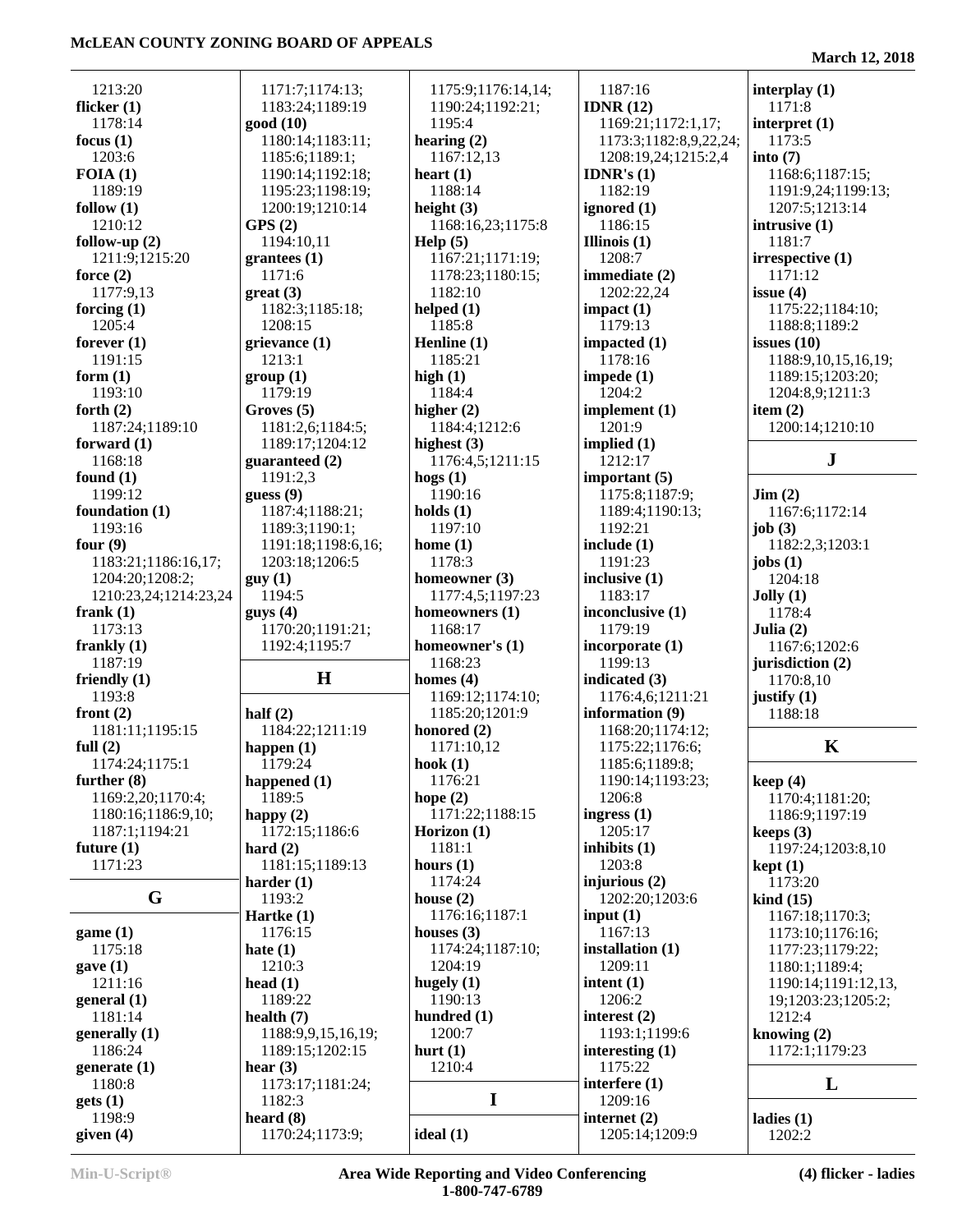1213:20
**flicker (1)**
1178:14
**focus (1)**
1203:6
**FOIA (1)**
1189:19
**follow (1)**
1210:12
**follow-up (2)**
1211:9;1215:20
**force (2)**
1177:9,13
**forcing (1)**
1205:4
**forever (1)**
1191:15
**form (1)**
1193:10
**forth (2)**
1187:24;1189:10
**forward (1)**
1168:18
**found (1)**
1199:12
**foundation (1)**
1193:16
**four (9)**
1183:21;1186:16,17;
1204:20;1208:2;
1210:23,24;1214:23,24
**frank (1)**
1173:13
**frankly (1)**
1187:19
**friendly (1)**
1193:8
**front (2)**
1181:11;1195:15
**full (2)**
1174:24;1175:1
**further (8)**
1169:2,20;1170:4;
1180:16;1186:9,10;
1187:1;1194:21
**future (1)**
1171:23

## G

**game (1)**
1175:18
**gave (1)**
1211:16
**general (1)**
1181:14
**generally (1)**
1186:24
**generate (1)**
1180:8
**gets (1)**
1198:9
**given (4)**
1171:7;1174:13;
1183:24;1189:19
**good (10)**
1180:14;1183:11;
1185:6;1189:1;
1190:14;1192:18;
1195:23;1198:19;
1200:19;1210:14
**GPS (2)**
1194:10,11
**grantees (1)**
1171:6
**great (3)**
1182:3;1185:18;
1208:15
**grievance (1)**
1213:1
**group (1)**
1179:19
**Groves (5)**
1181:2,6;1184:5;
1189:17;1204:12
**guaranteed (2)**
1191:2,3
**guess (9)**
1187:4;1188:21;
1189:3;1190:1;
1191:18;1198:6,16;
1203:18;1206:5
**guy (1)**
1194:5
**guys (4)**
1170:20;1191:21;
1192:4;1195:7

## H

**half (2)**
1184:22;1211:19
**happen (1)**
1179:24
**happened (1)**
1189:5
**happy (2)**
1172:15;1186:6
**hard (2)**
1181:15;1189:13
**harder (1)**
1193:2
**Hartke (1)**
1176:15
**hate (1)**
1210:3
**head (1)**
1189:22
**health (7)**
1188:9,9,15,16,19;
1189:15;1202:15
**hear (3)**
1173:17;1181:24;
1182:3
**heard (8)**
1170:24;1173:9;
1175:9;1176:14,14;
1190:24;1192:21;
1195:4
**hearing (2)**
1167:12,13
**heart (1)**
1188:14
**height (3)**
1168:16,23;1175:8
**Help (5)**
1167:21;1171:19;
1178:23;1180:15;
1182:10
**helped (1)**
1185:8
**Henline (1)**
1185:21
**high (1)**
1184:4
**higher (2)**
1184:4;1212:6
**highest (3)**
1176:4,5;1211:15
**hogs (1)**
1190:16
**holds (1)**
1197:10
**home (1)**
1178:3
**homeowner (3)**
1177:4,5;1197:23
**homeowners (1)**
1168:17
**homeowner's (1)**
1168:23
**homes (4)**
1169:12;1174:10;
1185:20;1201:9
**honored (2)**
1171:10,12
**hook (1)**
1176:21
**hope (2)**
1171:22;1188:15
**Horizon (1)**
1181:1
**hours (1)**
1174:24
**house (2)**
1176:16;1187:1
**houses (3)**
1174:24;1187:10;
1204:19
**hugely (1)**
1190:13
**hundred (1)**
1200:7
**hurt (1)**
1210:4

## I

**ideal (1)**
1187:16
**IDNR (12)**
1169:21;1172:1,17;
1173:3;1182:8,9,22,24;
1208:19,24;1215:2,4
**IDNR's (1)**
1182:19
**ignored (1)**
1186:15
**Illinois (1)**
1208:7
**immediate (2)**
1202:22,24
**impact (1)**
1179:13
**impacted (1)**
1178:16
**impede (1)**
1204:2
**implement (1)**
1201:9
**implied (1)**
1212:17
**important (5)**
1175:8;1187:9;
1189:4;1190:13;
1192:21
**include (1)**
1191:23
**inclusive (1)**
1183:17
**inconclusive (1)**
1179:19
**incorporate (1)**
1199:13
**indicated (3)**
1176:4,6;1211:21
**information (9)**
1168:20;1174:12;
1175:22;1176:6;
1185:6;1189:8;
1190:14;1193:23;
1206:8
**ingress (1)**
1205:17
**inhibits (1)**
1203:8
**injurious (2)**
1202:20;1203:6
**input (1)**
1167:13
**installation (1)**
1209:11
**intent (1)**
1206:2
**interest (2)**
1193:1;1199:6
**interesting (1)**
1175:22
**interfere (1)**
1209:16
**internet (2)**
1205:14;1209:9
**interplay (1)**
1171:8
**interpret (1)**
1173:5
**into (7)**
1168:6;1187:15;
1191:9,24;1199:13;
1207:5;1213:14
**intrusive (1)**
1181:7
**irrespective (1)**
1171:12
**issue (4)**
1175:22;1184:10;
1188:8;1189:2
**issues (10)**
1188:9,10,15,16,19;
1189:15;1203:20;
1204:8,9;1211:3
**item (2)**
1200:14;1210:10

## J

**Jim (2)**
1167:6;1172:14
**job (3)**
1182:2,3;1203:1
**jobs (1)**
1204:18
**Jolly (1)**
1178:4
**Julia (2)**
1167:6;1202:6
**jurisdiction (2)**
1170:8,10
**justify (1)**
1188:18

## K

**keep (4)**
1170:4;1181:20;
1186:9;1197:19
**keeps (3)**
1197:24;1203:8,10
**kept (1)**
1173:20
**kind (15)**
1167:18;1170:3;
1173:10;1176:16;
1177:23;1179:22;
1180:1;1189:4;
1190:14;1191:12,13,
19;1203:23;1205:2;
1212:4
**knowing (2)**
1172:1;1179:23

## L

**ladies (1)**
1202:2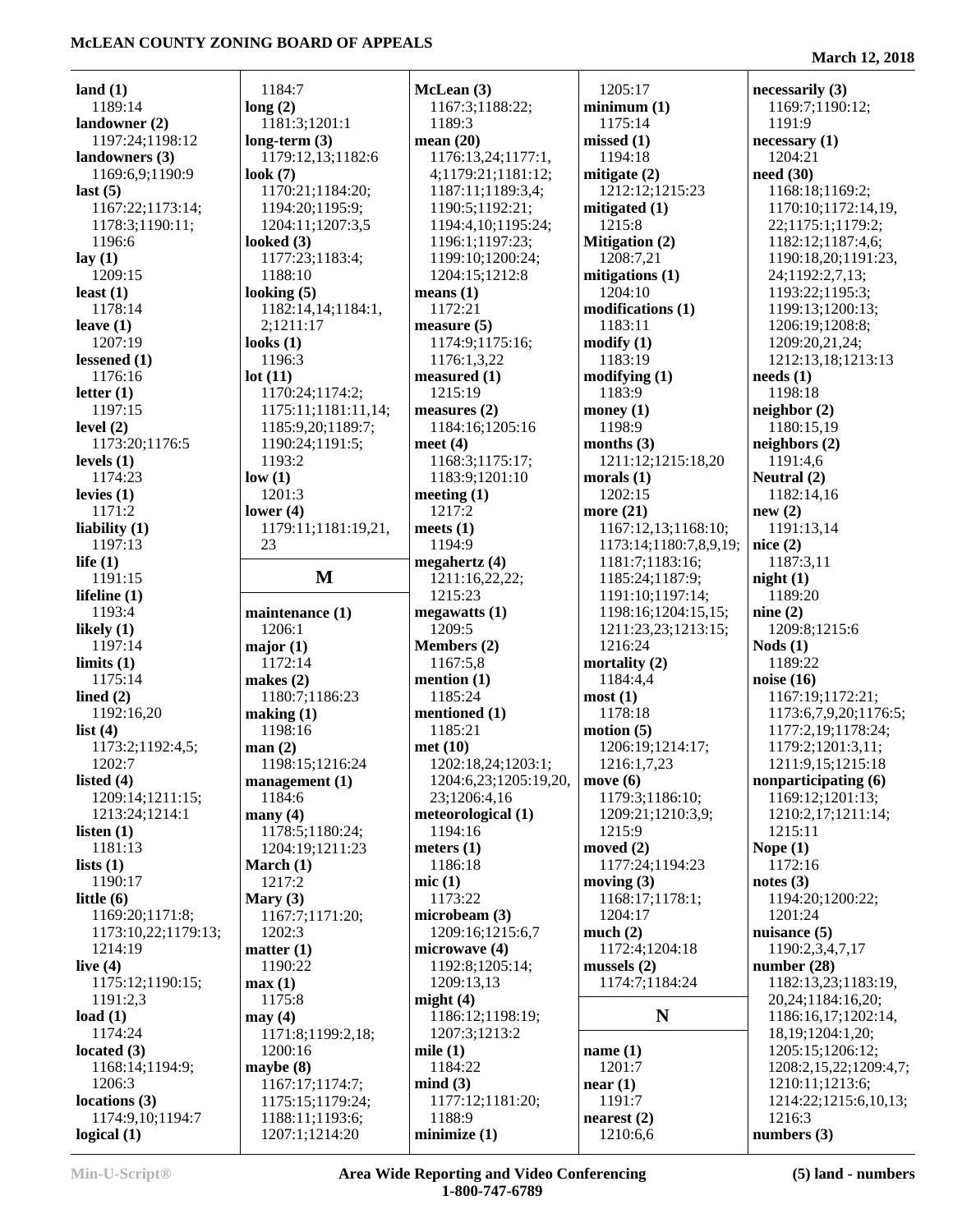**land (1)**
1189:14
**landowner (2)**
1197:24;1198:12
**landowners (3)**
1169:6,9;1190:9
**last (5)**
1167:22;1173:14;
1178:3;1190:11;
1196:6
**lay (1)**
1209:15
**least (1)**
1178:14
**leave (1)**
1207:19
**lessened (1)**
1176:16
**letter (1)**
1197:15
**level (2)**
1173:20;1176:5
**levels (1)**
1174:23
**levies (1)**
1171:2
**liability (1)**
1197:13
**life (1)**
1191:15
**lifeline (1)**
1193:4
**likely (1)**
1197:14
**limits (1)**
1175:14
**lined (2)**
1192:16,20
**list (4)**
1173:2;1192:4,5;
1202:7
**listed (4)**
1209:14;1211:15;
1213:24;1214:1
**listen (1)**
1181:13
**lists (1)**
1190:17
**little (6)**
1169:20;1171:8;
1173:10,22;1179:13;
1214:19
**live (4)**
1175:12;1190:15;
1191:2,3
**load (1)**
1174:24
**located (3)**
1168:14;1194:9;
1206:3
**locations (3)**
1174:9,10;1194:7
**logical (1)**
1184:7
**long (2)**
1181:3;1201:1
**long-term (3)**
1179:12,13;1182:6
**look (7)**
1170:21;1184:20;
1194:20;1195:9;
1204:11;1207:3,5
**looked (3)**
1177:23;1183:4;
1188:10
**looking (5)**
1182:14,14;1184:1,
2;1211:17
**looks (1)**
1196:3
**lot (11)**
1170:24;1174:2;
1175:11;1181:11,14;
1185:9,20;1189:7;
1190:24;1191:5;
1193:2
**low (1)**
1201:3
**lower (4)**
1179:11;1181:19,21,
23

## M

**maintenance (1)**
1206:1
**major (1)**
1172:14
**makes (2)**
1180:7;1186:23
**making (1)**
1198:16
**man (2)**
1198:15;1216:24
**management (1)**
1184:6
**many (4)**
1178:5;1180:24;
1204:19;1211:23
**March (1)**
1217:2
**Mary (3)**
1167:7;1171:20;
1202:3
**matter (1)**
1190:22
**max (1)**
1175:8
**may (4)**
1171:8;1199:2,18;
1200:16
**maybe (8)**
1167:17;1174:7;
1175:15;1179:24;
1188:11;1193:6;
1207:1;1214:20
**McLean (3)**
1167:3;1188:22;
1189:3
**mean (20)**
1176:13,24;1177:1,
4;1179:21;1181:12;
1187:11;1189:3,4;
1190:5;1192:21;
1194:4,10;1195:24;
1196:1;1197:23;
1199:10;1200:24;
1204:15;1212:8
**means (1)**
1172:21
**measure (5)**
1174:9;1175:16;
1176:1,3,22
**measured (1)**
1215:19
**measures (2)**
1184:16;1205:16
**meet (4)**
1168:3;1175:17;
1183:9;1201:10
**meeting (1)**
1217:2
**meets (1)**
1194:9
**megahertz (4)**
1211:16,22,22;
1215:23
**megawatts (1)**
1209:5
**Members (2)**
1167:5,8
**mention (1)**
1185:24
**mentioned (1)**
1185:21
**met (10)**
1202:18,24;1203:1;
1204:6,23;1205:19,20,
23;1206:4,16
**meteorological (1)**
1194:16
**meters (1)**
1186:18
**mic (1)**
1173:22
**microbeam (3)**
1209:16;1215:6,7
**microwave (4)**
1192:8;1205:14;
1209:13,13
**might (4)**
1186:12;1198:19;
1207:3;1213:2
**mile (1)**
1184:22
**mind (3)**
1177:12;1181:20;
1188:9
**minimize (1)**
1205:17
**minimum (1)**
1175:14
**missed (1)**
1194:18
**mitigate (2)**
1212:12;1215:23
**mitigated (1)**
1215:8
**Mitigation (2)**
1208:7,21
**mitigations (1)**
1204:10
**modifications (1)**
1183:11
**modify (1)**
1183:19
**modifying (1)**
1183:9
**money (1)**
1198:9
**months (3)**
1211:12;1215:18,20
**morals (1)**
1202:15
**more (21)**
1167:12,13;1168:10;
1173:14;1180:7,8,9,19;
1181:7;1183:16;
1185:24;1187:9;
1191:10;1197:14;
1198:16;1204:15,15;
1211:23,23;1213:15;
1216:24
**mortality (2)**
1184:4,4
**most (1)**
1178:18
**motion (5)**
1206:19;1214:17;
1216:1,7,23
**move (6)**
1179:3;1186:10;
1209:21;1210:3,9;
1215:9
**moved (2)**
1177:24;1194:23
**moving (3)**
1168:17;1178:1;
1204:17
**much (2)**
1172:4;1204:18
**mussels (2)**
1174:7;1184:24

## N

**name (1)**
1201:7
**near (1)**
1191:7
**nearest (2)**
1210:6,6
**necessarily (3)**
1169:7;1190:12;
1191:9
**necessary (1)**
1204:21
**need (30)**
1168:18;1169:2;
1170:10;1172:14,19,
22;1175:1;1179:2;
1182:12;1187:4,6;
1190:18,20;1191:23,
24;1192:2,7,13;
1193:22;1195:3;
1199:13;1200:13;
1206:19;1208:8;
1209:20,21,24;
1212:13,18;1213:13
**needs (1)**
1198:18
**neighbor (2)**
1180:15,19
**neighbors (2)**
1191:4,6
**Neutral (2)**
1182:14,16
**new (2)**
1191:13,14
**nice (2)**
1187:3,11
**night (1)**
1189:20
**nine (2)**
1209:8;1215:6
**Nods (1)**
1189:22
**noise (16)**
1167:19;1172:21;
1173:6,7,9,20;1176:5;
1177:2,19;1178:24;
1179:2;1201:3,11;
1211:9,15;1215:18
**nonparticipating (6)**
1169:12;1201:13;
1210:2,17;1211:14;
1215:11
**Nope (1)**
1172:16
**notes (3)**
1194:20;1200:22;
1201:24
**nuisance (5)**
1190:2,3,4,7,17
**number (28)**
1182:13,23;1183:19,
20,24;1184:16,20;
1186:16,17;1202:14,
18,19;1204:1,20;
1205:15;1206:12;
1208:2,15,22;1209:4,7;
1210:11;1213:6;
1214:22;1215:6,10,13;
1216:3
**numbers (3)**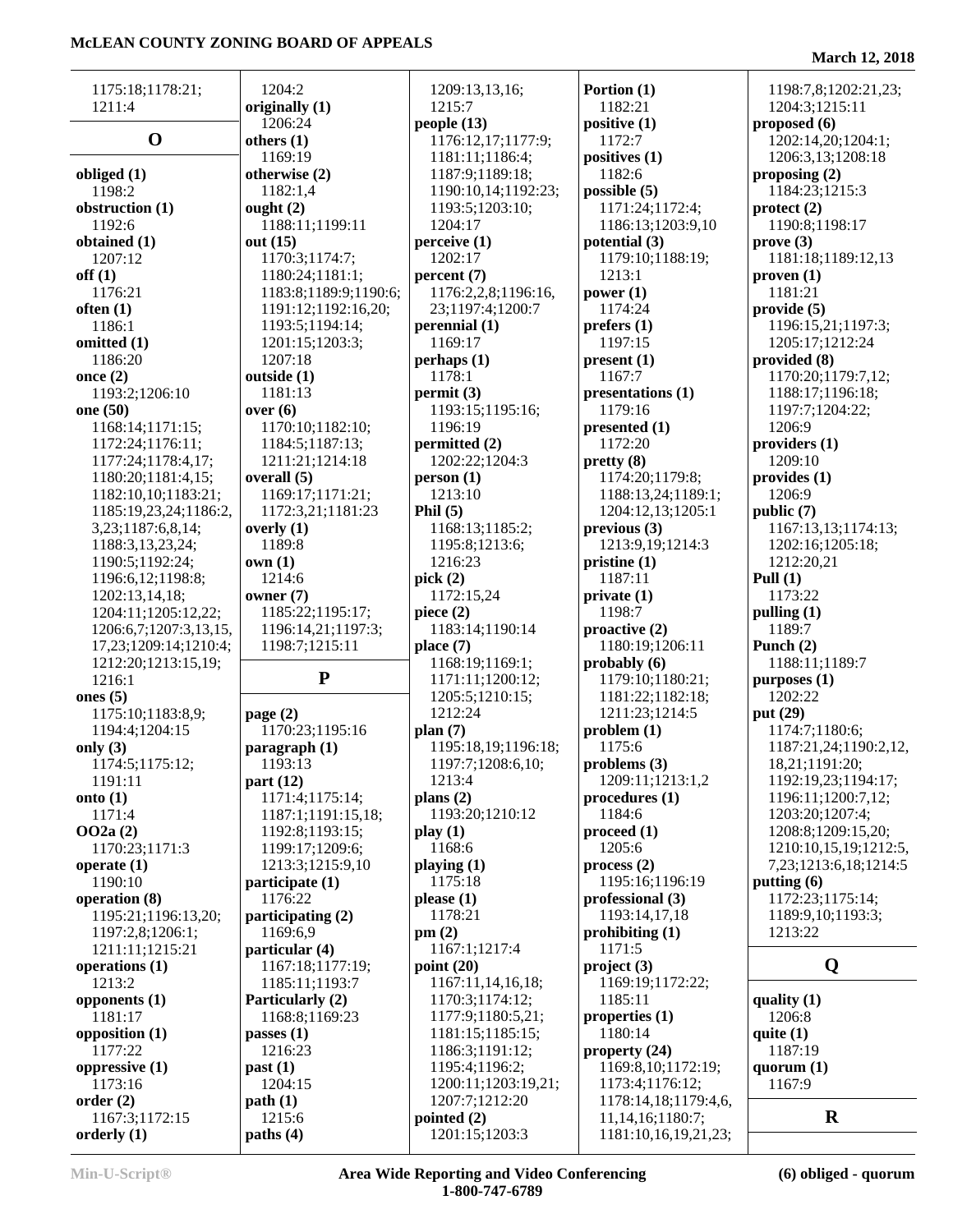1175:18;1178:21;
1211:4

## O

**obliged (1)**
1198:2
**obstruction (1)**
1192:6
**obtained (1)**
1207:12
**off (1)**
1176:21
**often (1)**
1186:1
**omitted (1)**
1186:20
**once (2)**
1193:2;1206:10
**one (50)**
1168:14;1171:15;
1172:24;1176:11;
1177:24;1178:4,17;
1180:20;1181:4,15;
1182:10,10;1183:21;
1185:19,23,24;1186:2,
3,23;1187:6,8,14;
1188:3,13,23,24;
1190:5;1192:24;
1196:6,12;1198:8;
1202:13,14,18;
1204:11;1205:12,22;
1206:6,7;1207:3,13,15,
17,23;1209:14;1210:4;
1212:20;1213:15,19;
1216:1
**ones (5)**
1175:10;1183:8,9;
1194:4;1204:15
**only (3)**
1174:5;1175:12;
1191:11
**onto (1)**
1171:4
**OO2a (2)**
1170:23;1171:3
**operate (1)**
1190:10
**operation (8)**
1195:21;1196:13,20;
1197:2,8;1206:1;
1211:11;1215:21
**operations (1)**
1213:2
**opponents (1)**
1181:17
**opposition (1)**
1177:22
**oppressive (1)**
1173:16
**order (2)**
1167:3;1172:15
**orderly (1)**
1204:2
**originally (1)**
1206:24
**others (1)**
1169:19
**otherwise (2)**
1182:1,4
**ought (2)**
1188:11;1199:11
**out (15)**
1170:3;1174:7;
1180:24;1181:1;
1183:8;1189:9;1190:6;
1191:12;1192:16,20;
1193:5;1194:14;
1201:15;1203:3;
1207:18
**outside (1)**
1181:13
**over (6)**
1170:10;1182:10;
1184:5;1187:13;
1211:21;1214:18
**overall (5)**
1169:17;1171:21;
1172:3,21;1181:23
**overly (1)**
1189:8
**own (1)**
1214:6
**owner (7)**
1185:22;1195:17;
1196:14,21;1197:3;
1198:7;1215:11

## P

**page (2)**
1170:23;1195:16
**paragraph (1)**
1193:13
**part (12)**
1171:4;1175:14;
1187:1;1191:15,18;
1192:8;1193:15;
1199:17;1209:6;
1213:3;1215:9,10
**participate (1)**
1176:22
**participating (2)**
1169:6,9
**particular (4)**
1167:18;1177:19;
1185:11;1193:7
**Particularly (2)**
1168:8;1169:23
**passes (1)**
1216:23
**past (1)**
1204:15
**path (1)**
1215:6
**paths (4)**
1209:13,13,16;
1215:7
**people (13)**
1176:12,17;1177:9;
1181:11;1186:4;
1187:9;1189:18;
1190:10,14;1192:23;
1193:5;1203:10;
1204:17
**perceive (1)**
1202:17
**percent (7)**
1176:2,2,8;1196:16,
23;1197:4;1200:7
**perennial (1)**
1169:17
**perhaps (1)**
1178:1
**permit (3)**
1193:15;1195:16;
1196:19
**permitted (2)**
1202:22;1204:3
**person (1)**
1213:10
**Phil (5)**
1168:13;1185:2;
1195:8;1213:6;
1216:23
**pick (2)**
1172:15,24
**piece (2)**
1183:14;1190:14
**place (7)**
1168:19;1169:1;
1171:11;1200:12;
1205:5;1210:15;
1212:24
**plan (7)**
1195:18,19;1196:18;
1197:7;1208:6,10;
1213:4
**plans (2)**
1193:20;1210:12
**play (1)**
1168:6
**playing (1)**
1175:18
**please (1)**
1178:21
**pm (2)**
1167:1;1217:4
**point (20)**
1167:11,14,16,18;
1170:3;1174:12;
1177:9;1180:5,21;
1181:15;1185:15;
1186:3;1191:12;
1195:4;1196:2;
1200:11;1203:19,21;
1207:7;1212:20
**pointed (2)**
1201:15;1203:3
**Portion (1)**
1182:21
**positive (1)**
1172:7
**positives (1)**
1182:6
**possible (5)**
1171:24;1172:4;
1186:13;1203:9,10
**potential (3)**
1179:10;1188:19;
1213:1
**power (1)**
1174:24
**prefers (1)**
1197:15
**present (1)**
1167:7
**presentations (1)**
1179:16
**presented (1)**
1172:20
**pretty (8)**
1174:20;1179:8;
1188:13,24;1189:1;
1204:12,13;1205:1
**previous (3)**
1213:9,19;1214:3
**pristine (1)**
1187:11
**private (1)**
1198:7
**proactive (2)**
1180:19;1206:11
**probably (6)**
1179:10;1180:21;
1181:22;1182:18;
1211:23;1214:5
**problem (1)**
1175:6
**problems (3)**
1209:11;1213:1,2
**procedures (1)**
1184:6
**proceed (1)**
1205:6
**process (2)**
1195:16;1196:19
**professional (3)**
1193:14,17,18
**prohibiting (1)**
1171:5
**project (3)**
1169:19;1172:22;
1185:11
**properties (1)**
1180:14
**property (24)**
1169:8,10;1172:19;
1173:4;1176:12;
1178:14,18;1179:4,6,
11,14,16;1180:7;
1181:10,16,19,21,23;
1198:7,8;1202:21,23;
1204:3;1215:11
**proposed (6)**
1202:14,20;1204:1;
1206:3,13;1208:18
**proposing (2)**
1184:23;1215:3
**protect (2)**
1190:8;1198:17
**prove (3)**
1181:18;1189:12,13
**proven (1)**
1181:21
**provide (5)**
1196:15,21;1197:3;
1205:17;1212:24
**provided (8)**
1170:20;1179:7,12;
1188:17;1196:18;
1197:7;1204:22;
1206:9
**providers (1)**
1209:10
**provides (1)**
1206:9
**public (7)**
1167:13,13;1174:13;
1202:16;1205:18;
1212:20,21
**Pull (1)**
1173:22
**pulling (1)**
1189:7
**Punch (2)**
1188:11;1189:7
**purposes (1)**
1202:22
**put (29)**
1174:7;1180:6;
1187:21,24;1190:2,12,
18,21;1191:20;
1192:19,23;1194:17;
1196:11;1200:7,12;
1203:20;1207:4;
1208:8;1209:15,20;
1210:10,15,19;1212:5,
7,23;1213:6,18;1214:5
**putting (6)**
1172:23;1175:14;
1189:9,10;1193:3;
1213:22

## Q

**quality (1)**
1206:8
**quite (1)**
1187:19
**quorum (1)**
1167:9

## R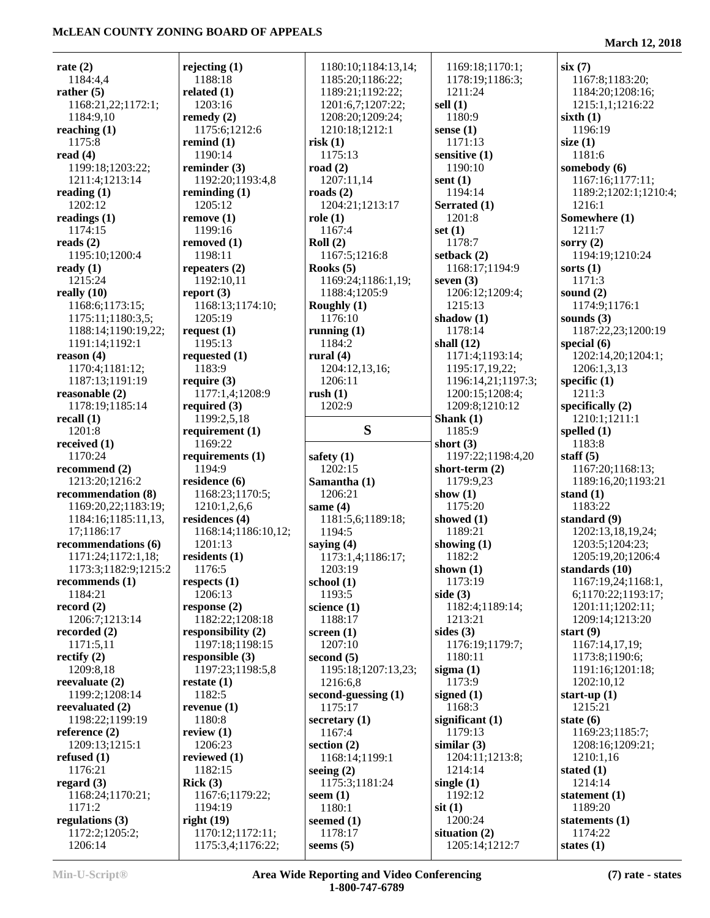**rate (2)**
1184:4,4
**rather (5)**
1168:21,22;1172:1;
1184:9,10
**reaching (1)**
1175:8
**read (4)**
1199:18;1203:22;
1211:4;1213:14
**reading (1)**
1202:12
**readings (1)**
1174:15
**reads (2)**
1195:10;1200:4
**ready (1)**
1215:24
**really (10)**
1168:6;1173:15;
1175:11;1180:3,5;
1188:14;1190:19,22;
1191:14;1192:1
**reason (4)**
1170:4;1181:12;
1187:13;1191:19
**reasonable (2)**
1178:19;1185:14
**recall (1)**
1201:8
**received (1)**
1170:24
**recommend (2)**
1213:20;1216:2
**recommendation (8)**
1169:20,22;1183:19;
1184:16;1185:11,13,
17;1186:17
**recommendations (6)**
1171:24;1172:1,18;
1173:3;1182:9;1215:2
**recommends (1)**
1184:21
**record (2)**
1206:7;1213:14
**recorded (2)**
1171:5,11
**rectify (2)**
1209:8,18
**reevaluate (2)**
1199:2;1208:14
**reevaluated (2)**
1198:22;1199:19
**reference (2)**
1209:13;1215:1
**refused (1)**
1176:21
**regard (3)**
1168:24;1170:21;
1171:2
**regulations (3)**
1172:2;1205:2;
1206:14

**rejecting (1)**
1188:18
**related (1)**
1203:16
**remedy (2)**
1175:6;1212:6
**remind (1)**
1190:14
**reminder (3)**
1192:20;1193:4,8
**reminding (1)**
1205:12
**remove (1)**
1199:16
**removed (1)**
1198:11
**repeaters (2)**
1192:10,11
**report (3)**
1168:13;1174:10;
1205:19
**request (1)**
1195:13
**requested (1)**
1183:9
**require (3)**
1177:1,4;1208:9
**required (3)**
1199:2,5,18
**requirement (1)**
1169:22
**requirements (1)**
1194:9
**residence (6)**
1168:23;1170:5;
1210:1,2,6,6
**residences (4)**
1168:14;1186:10,12;
1201:13
**residents (1)**
1176:5
**respects (1)**
1206:13
**response (2)**
1182:22;1208:18
**responsibility (2)**
1197:18;1198:15
**responsible (3)**
1197:23;1198:5,8
**restate (1)**
1182:5
**revenue (1)**
1180:8
**review (1)**
1206:23
**reviewed (1)**
1182:15
**Rick (3)**
1167:6;1179:22;
1194:19
**right (19)**
1170:12;1172:11;
1175:3,4;1176:22;
1180:10;1184:13,14;
1185:20;1186:22;
1189:21;1192:22;
1201:6,7;1207:22;
1208:20;1209:24;
1210:18;1212:1
**risk (1)**
1175:13
**road (2)**
1207:11,14
**roads (2)**
1204:21;1213:17
**role (1)**
1167:4
**Roll (2)**
1167:5;1216:8
**Rooks (5)**
1169:24;1186:1,19;
1188:4;1205:9
**Roughly (1)**
1176:10
**running (1)**
1184:2
**rural (4)**
1204:12,13,16;
1206:11
**rush (1)**
1202:9

## S

**safety (1)**
1202:15
**Samantha (1)**
1206:21
**same (4)**
1181:5,6;1189:18;
1194:5
**saying (4)**
1173:1,4;1186:17;
1203:19
**school (1)**
1193:5
**science (1)**
1188:17
**screen (1)**
1207:10
**second (5)**
1195:18;1207:13,23;
1216:6,8
**second-guessing (1)**
1175:17
**secretary (1)**
1167:4
**section (2)**
1168:14;1199:1
**seeing (2)**
1175:3;1181:24
**seem (1)**
1180:1
**seemed (1)**
1178:17
**seems (5)**
1169:18;1170:1;
1178:19;1186:3;
1211:24
**sell (1)**
1180:9
**sense (1)**
1171:13
**sensitive (1)**
1190:10
**sent (1)**
1194:14
**Serrated (1)**
1201:8
**set (1)**
1178:7
**setback (2)**
1168:17;1194:9
**seven (3)**
1206:12;1209:4;
1215:13
**shadow (1)**
1178:14
**shall (12)**
1171:4;1193:14;
1195:17,19,22;
1196:14,21;1197:3;
1200:15;1208:4;
1209:8;1210:12
**Shank (1)**
1185:9
**short (3)**
1197:22;1198:4,20
**short-term (2)**
1179:9,23
**show (1)**
1175:20
**showed (1)**
1189:21
**showing (1)**
1182:2
**shown (1)**
1173:19
**side (3)**
1182:4;1189:14;
1213:21
**sides (3)**
1176:19;1179:7;
1180:11
**sigma (1)**
1173:9
**signed (1)**
1168:3
**significant (1)**
1179:13
**similar (3)**
1204:11;1213:8;
1214:14
**single (1)**
1192:12
**sit (1)**
1200:24
**situation (2)**
1205:14;1212:7

**six (7)**
1167:8;1183:20;
1184:20;1208:16;
1215:1,1;1216:22
**sixth (1)**
1196:19
**size (1)**
1181:6
**somebody (6)**
1167:16;1177:11;
1189:2;1202:1;1210:4;
1216:1
**Somewhere (1)**
1211:7
**sorry (2)**
1194:19;1210:24
**sorts (1)**
1171:3
**sound (2)**
1174:9;1176:1
**sounds (3)**
1187:22,23;1200:19
**special (6)**
1202:14,20;1204:1;
1206:1,3,13
**specific (1)**
1211:3
**specifically (2)**
1210:1;1211:1
**spelled (1)**
1183:8
**staff (5)**
1167:20;1168:13;
1189:16,20;1193:21
**stand (1)**
1183:22
**standard (9)**
1202:13,18,19,24;
1203:5;1204:23;
1205:19,20;1206:4
**standards (10)**
1167:19,24;1168:1,
6;1170:22;1193:17;
1201:11;1202:11;
1209:14;1213:20
**start (9)**
1167:14,17,19;
1173:8;1190:6;
1191:16;1201:18;
1202:10,12
**start-up (1)**
1215:21
**state (6)**
1169:23;1185:7;
1208:16;1209:21;
1210:1,16
**stated (1)**
1214:14
**statement (1)**
1189:20
**statements (1)**
1174:22
**states (1)**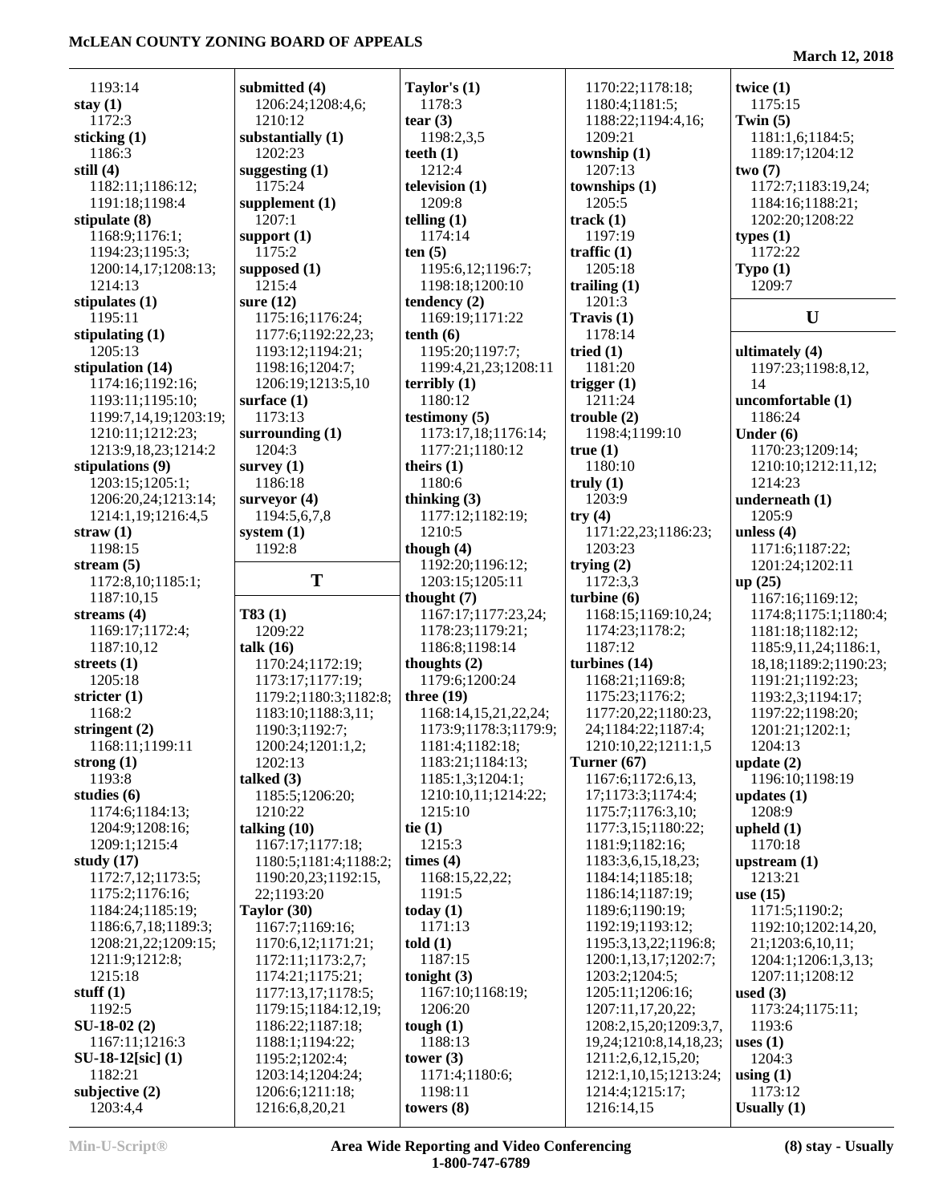1193:14
**stay (1)**
1172:3
**sticking (1)**
1186:3
**still (4)**
1182:11;1186:12;
1191:18;1198:4
**stipulate (8)**
1168:9;1176:1;
1194:23;1195:3;
1200:14,17;1208:13;
1214:13
**stipulates (1)**
1195:11
**stipulating (1)**
1205:13
**stipulation (14)**
1174:16;1192:16;
1193:11;1195:10;
1199:7,14,19;1203:19;
1210:11;1212:23;
1213:9,18,23;1214:2
**stipulations (9)**
1203:15;1205:1;
1206:20,24;1213:14;
1214:1,19;1216:4,5
**straw (1)**
1198:15
**stream (5)**
1172:8,10;1185:1;
1187:10,15
**streams (4)**
1169:17;1172:4;
1187:10,12
**streets (1)**
1205:18
**stricter (1)**
1168:2
**stringent (2)**
1168:11;1199:11
**strong (1)**
1193:8
**studies (6)**
1174:6;1184:13;
1204:9;1208:16;
1209:1;1215:4
**study (17)**
1172:7,12;1173:5;
1175:2;1176:16;
1184:24;1185:19;
1186:6,7,18;1189:3;
1208:21,22;1209:15;
1211:9;1212:8;
1215:18
**stuff (1)**
1192:5
**SU-18-02 (2)**
1167:11;1216:3
**SU-18-12[sic] (1)**
1182:21
**subjective (2)**
1203:4,4

**submitted (4)**
1206:24;1208:4,6;
1210:12
**substantially (1)**
1202:23
**suggesting (1)**
1175:24
**supplement (1)**
1207:1
**support (1)**
1175:2
**supposed (1)**
1215:4
**sure (12)**
1175:16;1176:24;
1177:6;1192:22,23;
1193:12;1194:21;
1198:16;1204:7;
1206:19;1213:5,10
**surface (1)**
1173:13
**surrounding (1)**
1204:3
**survey (1)**
1186:18
**surveyor (4)**
1194:5,6,7,8
**system (1)**
1192:8

## T

**T83 (1)**
1209:22
**talk (16)**
1170:24;1172:19;
1173:17;1177:19;
1179:2;1180:3;1182:8;
1183:10;1188:3,11;
1190:3;1192:7;
1200:24;1201:1,2;
1202:13
**talked (3)**
1185:5;1206:20;
1210:22
**talking (10)**
1167:17;1177:18;
1180:5;1181:4;1188:2;
1190:20,23;1192:15,
22;1193:20
**Taylor (30)**
1167:7;1169:16;
1170:6,12;1171:21;
1172:11;1173:2,7;
1174:21;1175:21;
1177:13,17;1178:5;
1179:15;1184:12,19;
1186:22;1187:18;
1188:1;1194:22;
1195:2;1202:4;
1203:14;1204:24;
1206:6;1211:18;
1216:6,8,20,21

**Taylor's (1)**
1178:3
**tear (3)**
1198:2,3,5
**teeth (1)**
1212:4
**television (1)**
1209:8
**telling (1)**
1174:14
**ten (5)**
1195:6,12;1196:7;
1198:18;1200:10
**tendency (2)**
1169:19;1171:22
**tenth (6)**
1195:20;1197:7;
1199:4,21,23;1208:11
**terribly (1)**
1180:12
**testimony (5)**
1173:17,18;1176:14;
1177:21;1180:12
**theirs (1)**
1180:6
**thinking (3)**
1177:12;1182:19;
1210:5
**though (4)**
1192:20;1196:12;
1203:15;1205:11
**thought (7)**
1167:17;1177:23,24;
1178:23;1179:21;
1186:8;1198:14
**thoughts (2)**
1179:6;1200:24
**three (19)**
1168:14,15,21,22,24;
1173:9;1178:3;1179:9;
1181:4;1182:18;
1183:21;1184:13;
1185:1,3;1204:1;
1210:10,11;1214:22;
1215:10
**tie (1)**
1215:3
**times (4)**
1168:15,22,22;
1191:5
**today (1)**
1171:13
**told (1)**
1187:15
**tonight (3)**
1167:10;1168:19;
1206:20
**tough (1)**
1188:13
**tower (3)**
1171:4;1180:6;
1198:11
**towers (8)**

1170:22;1178:18;
1180:4;1181:5;
1188:22;1194:4,16;
1209:21
**township (1)**
1207:13
**townships (1)**
1205:5
**track (1)**
1197:19
**traffic (1)**
1205:18
**trailing (1)**
1201:3
**Travis (1)**
1178:14
**tried (1)**
1181:20
**trigger (1)**
1211:24
**trouble (2)**
1198:4;1199:10
**true (1)**
1180:10
**truly (1)**
1203:9
**try (4)**
1171:22,23;1186:23;
1203:23
**trying (2)**
1172:3,3
**turbine (6)**
1168:15;1169:10,24;
1174:23;1178:2;
1187:12
**turbines (14)**
1168:21;1169:8;
1175:23;1176:2;
1177:20,22;1180:23,
24;1184:22;1187:4;
1210:10,22;1211:1,5
**Turner (67)**
1167:6;1172:6,13,
17;1173:3;1174:4;
1175:7;1176:3,10;
1177:3,15;1180:22;
1181:9;1182:16;
1183:3,6,15,18,23;
1184:14;1185:18;
1186:14;1187:19;
1189:6;1190:19;
1192:19;1193:12;
1195:3,13,22;1196:8;
1200:1,13,17;1202:7;
1203:2;1204:5;
1205:11;1206:16;
1207:11,17,20,22;
1208:2,15,20;1209:3,7,
19,24;1210:8,14,18,23;
1211:2,6,12,15,20;
1212:1,10,15;1213:24;
1214:4;1215:17;
1216:14,15

**twice (1)**
1175:15
**Twin (5)**
1181:1,6;1184:5;
1189:17;1204:12
**two (7)**
1172:7;1183:19,24;
1184:16;1188:21;
1202:20;1208:22
**types (1)**
1172:22
**Typo (1)**
1209:7

## U

**ultimately (4)**
1197:23;1198:8,12,
14
**uncomfortable (1)**
1186:24
**Under (6)**
1170:23;1209:14;
1210:10;1212:11,12;
1214:23
**underneath (1)**
1205:9
**unless (4)**
1171:6;1187:22;
1201:24;1202:11
**up (25)**
1167:16;1169:12;
1174:8;1175:1;1180:4;
1181:18;1182:12;
1185:9,11,24;1186:1,
18,18;1189:2;1190:23;
1191:21;1192:23;
1193:2,3;1194:17;
1197:22;1198:20;
1201:21;1202:1;
1204:13
**update (2)**
1196:10;1198:19
**updates (1)**
1208:9
**upheld (1)**
1170:18
**upstream (1)**
1213:21
**use (15)**
1171:5;1190:2;
1192:10;1202:14,20,
21;1203:6,10,11;
1204:1;1206:1,3,13;
1207:11;1208:12
**used (3)**
1173:24;1175:11;
1193:6
**uses (1)**
1204:3
**using (1)**
1173:12
**Usually (1)**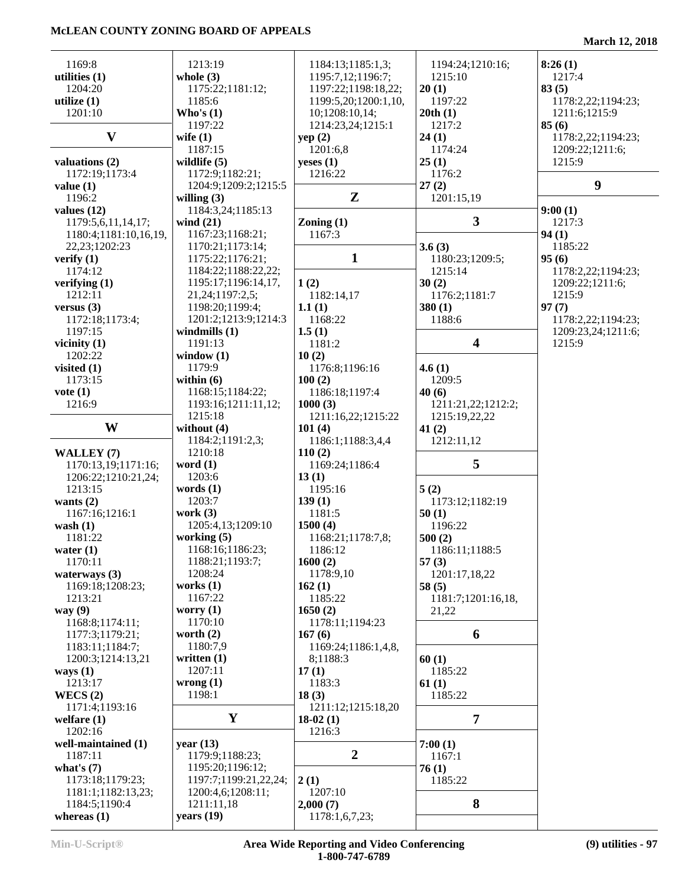1169:8
**utilities (1)**
1204:20
**utilize (1)**
1201:10

## V

**valuations (2)**
1172:19;1173:4
**value (1)**
1196:2
**values (12)**
1179:5,6,11,14,17;
1180:4;1181:10,16,19,
22,23;1202:23
**verify (1)**
1174:12
**verifying (1)**
1212:11
**versus (3)**
1172:18;1173:4;
1197:15
**vicinity (1)**
1202:22
**visited (1)**
1173:15
**vote (1)**
1216:9

## W

**WALLEY (7)**
1170:13,19;1171:16;
1206:22;1210:21,24;
1213:15
**wants (2)**
1167:16;1216:1
**wash (1)**
1181:22
**water (1)**
1170:11
**waterways (3)**
1169:18;1208:23;
1213:21
**way (9)**
1168:8;1174:11;
1177:3;1179:21;
1183:11;1184:7;
1200:3;1214:13,21
**ways (1)**
1213:17
**WECS (2)**
1171:4;1193:16
**welfare (1)**
1202:16
**well-maintained (1)**
1187:11
**what's (7)**
1173:18;1179:23;
1181:1;1182:13,23;
1184:5;1190:4
**whereas (1)**
1213:19
**whole (3)**
1175:22;1181:12;
1185:6
**Who's (1)**
1197:22
**wife (1)**
1187:15
**wildlife (5)**
1172:9;1182:21;
1204:9;1209:2;1215:5
**willing (3)**
1184:3,24;1185:13
**wind (21)**
1167:23;1168:21;
1170:21;1173:14;
1175:22;1176:21;
1184:22;1188:22,22;
1195:17;1196:14,17,
21,24;1197:2,5;
1198:20;1199:4;
1201:2;1213:9;1214:3
**windmills (1)**
1191:13
**window (1)**
1179:9
**within (6)**
1168:15;1184:22;
1193:16;1211:11,12;
1215:18
**without (4)**
1184:2;1191:2,3;
1210:18
**word (1)**
1203:6
**words (1)**
1203:7
**work (3)**
1205:4,13;1209:10
**working (5)**
1168:16;1186:23;
1188:21;1193:7;
1208:24
**works (1)**
1167:22
**worry (1)**
1170:10
**worth (2)**
1180:7,9
**written (1)**
1207:11
**wrong (1)**
1198:1

## Y

**year (13)**
1179:9;1188:23;
1195:20;1196:12;
1197:7;1199:21,22,24;
1200:4,6;1208:11;
1211:11,18
**years (19)**
1184:13;1185:1,3;
1195:7,12;1196:7;
1197:22;1198:18,22;
1199:5,20;1200:1,10,
10;1208:10,14;
1214:23,24;1215:1
**yep (2)**
1201:6,8
**yeses (1)**
1216:22

## Z

**Zoning (1)**
1167:3

## 1

**1 (2)**
1182:14,17
**1.1 (1)**
1168:22
**1.5 (1)**
1181:2
**10 (2)**
1176:8;1196:16
**100 (2)**
1186:18;1197:4
**1000 (3)**
1211:16,22;1215:22
**101 (4)**
1186:1;1188:3,4,4
**110 (2)**
1169:24;1186:4
**13 (1)**
1195:16
**139 (1)**
1181:5
**1500 (4)**
1168:21;1178:7,8;
1186:12
**1600 (2)**
1178:9,10
**162 (1)**
1185:22
**1650 (2)**
1178:11;1194:23
**167 (6)**
1169:24;1186:1,4,8,
8;1188:3
**17 (1)**
1183:3
**18 (3)**
1211:12;1215:18,20
**18-02 (1)**
1216:3

## 2

**2 (1)**
1207:10
**2,000 (7)**
1178:1,6,7,23;
1194:24;1210:16;
1215:10
**20 (1)**
1197:22
**20th (1)**
1217:2
**24 (1)**
1174:24
**25 (1)**
1176:2
**27 (2)**
1201:15,19

## 3

**3.6 (3)**
1180:23;1209:5;
1215:14
**30 (2)**
1176:2;1181:7
**380 (1)**
1188:6

## 4

**4.6 (1)**
1209:5
**40 (6)**
1211:21,22;1212:2;
1215:19,22,22
**41 (2)**
1212:11,12

## 5

**5 (2)**
1173:12;1182:19
**50 (1)**
1196:22
**500 (2)**
1186:11;1188:5
**57 (3)**
1201:17,18,22
**58 (5)**
1181:7;1201:16,18,
21,22

## 6

**60 (1)**
1185:22
**61 (1)**
1185:22

## 7

**7:00 (1)**
1167:1
**76 (1)**
1185:22

## 8

**8:26 (1)**
1217:4
**83 (5)**
1178:2,22;1194:23;
1211:6;1215:9
**85 (6)**
1178:2,22;1194:23;
1209:22;1211:6;
1215:9

## 9

**9:00 (1)**
1217:3
**94 (1)**
1185:22
**95 (6)**
1178:2,22;1194:23;
1209:22;1211:6;
1215:9
**97 (7)**
1178:2,22;1194:23;
1209:23,24;1211:6;
1215:9